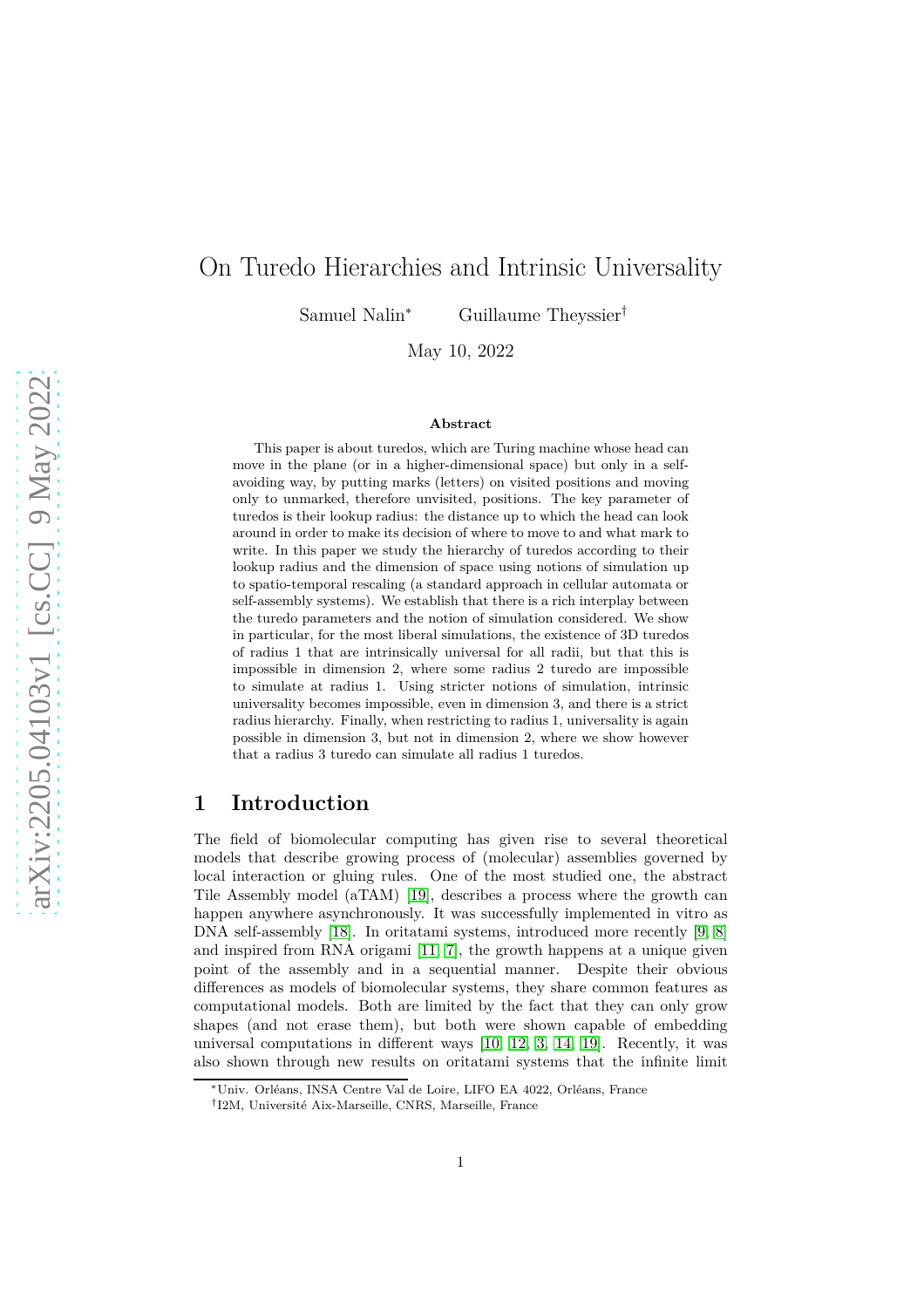# On Turedo Hierarchies and Intrinsic Universality

Samuel Nalin[*] Guillaume Theyssier[†]

May 10, 2022

**Abstract**

This paper is about turedos, which are Turing machine whose head can move in the plane (or in a higher-dimensional space) but only in a self-avoiding way, by putting marks (letters) on visited positions and moving only to unmarked, therefore unvisited, positions. The key parameter of turedos is their lookup radius: the distance up to which the head can look around in order to make its decision of where to move to and what mark to write. In this paper we study the hierarchy of turedos according to their lookup radius and the dimension of space using notions of simulation up to spatio-temporal rescaling (a standard approach in cellular automata or self-assembly systems). We establish that there is a rich interplay between the turedo parameters and the notion of simulation considered. We show in particular, for the most liberal simulations, the existence of 3D turedos of radius 1 that are intrinsically universal for all radii, but that this is impossible in dimension 2, where some radius 2 turedo are impossible to simulate at radius 1. Using stricter notions of simulation, intrinsic universality becomes impossible, even in dimension 3, and there is a strict radius hierarchy. Finally, when restricting to radius 1, universality is again possible in dimension 3, but not in dimension 2, where we show however that a radius 3 turedo can simulate all radius 1 turedos.

## 1 Introduction

The field of biomolecular computing has given rise to several theoretical models that describe growing process of (molecular) assemblies governed by local interaction or gluing rules. One of the most studied one, the abstract Tile Assembly model (aTAM) [19], describes a process where the growth can happen anywhere asynchronously. It was successfully implemented in vitro as DNA self-assembly [18]. In oritatami systems, introduced more recently [9, 8] and inspired from RNA origami [11, 7], the growth happens at a unique given point of the assembly and in a sequential manner. Despite their obvious differences as models of biomolecular systems, they share common features as computational models. Both are limited by the fact that they can only grow shapes (and not erase them), but both were shown capable of embedding universal computations in different ways [10, 12, 3, 14, 19]. Recently, it was also shown through new results on oritatami systems that the infinite limit

[*]Univ. Orléans, INSA Centre Val de Loire, LIFO EA 4022, Orléans, France

[†]I2M, Université Aix-Marseille, CNRS, Marseille, France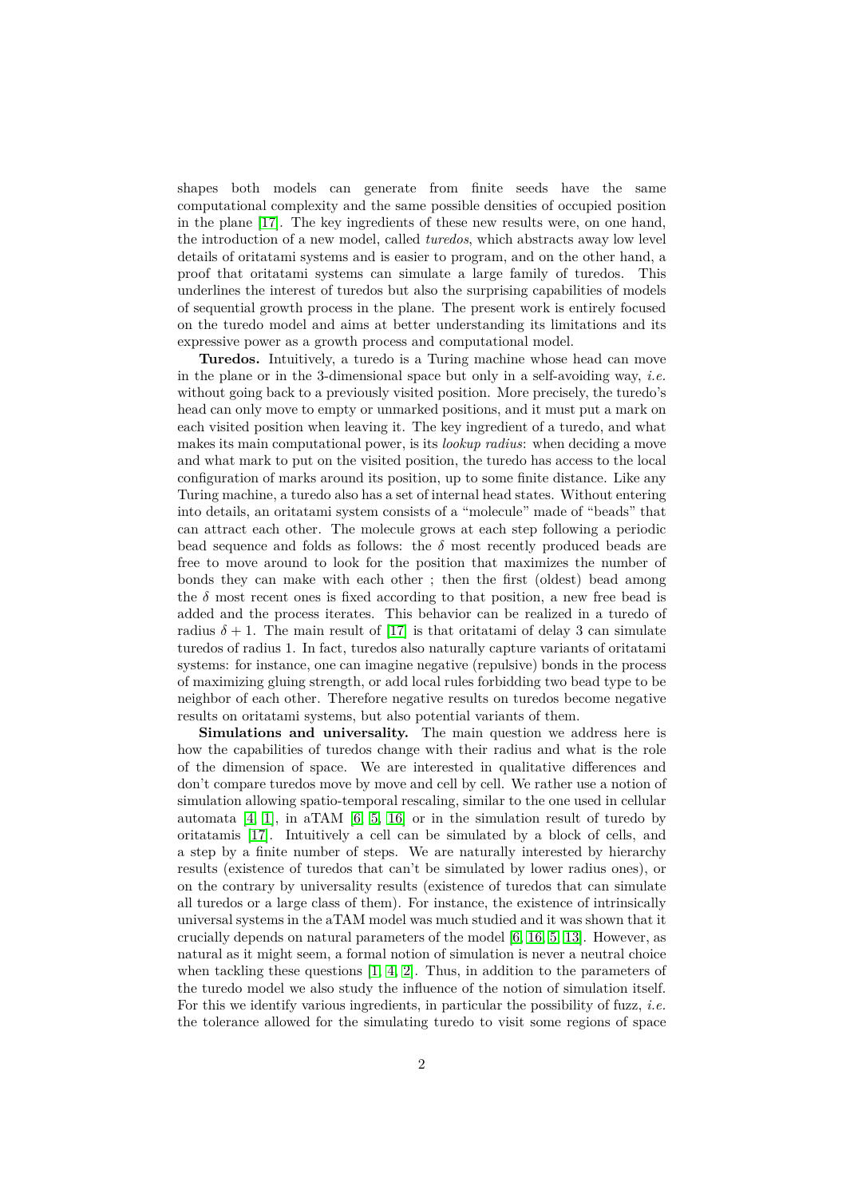shapes both models can generate from finite seeds have the same computational complexity and the same possible densities of occupied position in the plane [17]. The key ingredients of these new results were, on one hand, the introduction of a new model, called *turedos*, which abstracts away low level details of oritatami systems and is easier to program, and on the other hand, a proof that oritatami systems can simulate a large family of turedos. This underlines the interest of turedos but also the surprising capabilities of models of sequential growth process in the plane. The present work is entirely focused on the turedo model and aims at better understanding its limitations and its expressive power as a growth process and computational model.

**Turedos.** Intuitively, a turedo is a Turing machine whose head can move in the plane or in the 3-dimensional space but only in a self-avoiding way, *i.e.* without going back to a previously visited position. More precisely, the turedo's head can only move to empty or unmarked positions, and it must put a mark on each visited position when leaving it. The key ingredient of a turedo, and what makes its main computational power, is its *lookup radius*: when deciding a move and what mark to put on the visited position, the turedo has access to the local configuration of marks around its position, up to some finite distance. Like any Turing machine, a turedo also has a set of internal head states. Without entering into details, an oritatami system consists of a "molecule" made of "beads" that can attract each other. The molecule grows at each step following a periodic bead sequence and folds as follows: the $\delta$ most recently produced beads are free to move around to look for the position that maximizes the number of bonds they can make with each other ; then the first (oldest) bead among the $\delta$ most recent ones is fixed according to that position, a new free bead is added and the process iterates. This behavior can be realized in a turedo of radius $\delta + 1$. The main result of [17] is that oritatami of delay 3 can simulate turedos of radius 1. In fact, turedos also naturally capture variants of oritatami systems: for instance, one can imagine negative (repulsive) bonds in the process of maximizing gluing strength, or add local rules forbidding two bead type to be neighbor of each other. Therefore negative results on turedos become negative results on oritatami systems, but also potential variants of them.

**Simulations and universality.** The main question we address here is how the capabilities of turedos change with their radius and what is the role of the dimension of space. We are interested in qualitative differences and don't compare turedos move by move and cell by cell. We rather use a notion of simulation allowing spatio-temporal rescaling, similar to the one used in cellular automata [4, 1], in aTAM [6, 5, 16] or in the simulation result of turedo by oritatamis [17]. Intuitively a cell can be simulated by a block of cells, and a step by a finite number of steps. We are naturally interested by hierarchy results (existence of turedos that can't be simulated by lower radius ones), or on the contrary by universality results (existence of turedos that can simulate all turedos or a large class of them). For instance, the existence of intrinsically universal systems in the aTAM model was much studied and it was shown that it crucially depends on natural parameters of the model [6, 16, 5, 13]. However, as natural as it might seem, a formal notion of simulation is never a neutral choice when tackling these questions [1, 4, 2]. Thus, in addition to the parameters of the turedo model we also study the influence of the notion of simulation itself. For this we identify various ingredients, in particular the possibility of fuzz, *i.e.* the tolerance allowed for the simulating turedo to visit some regions of space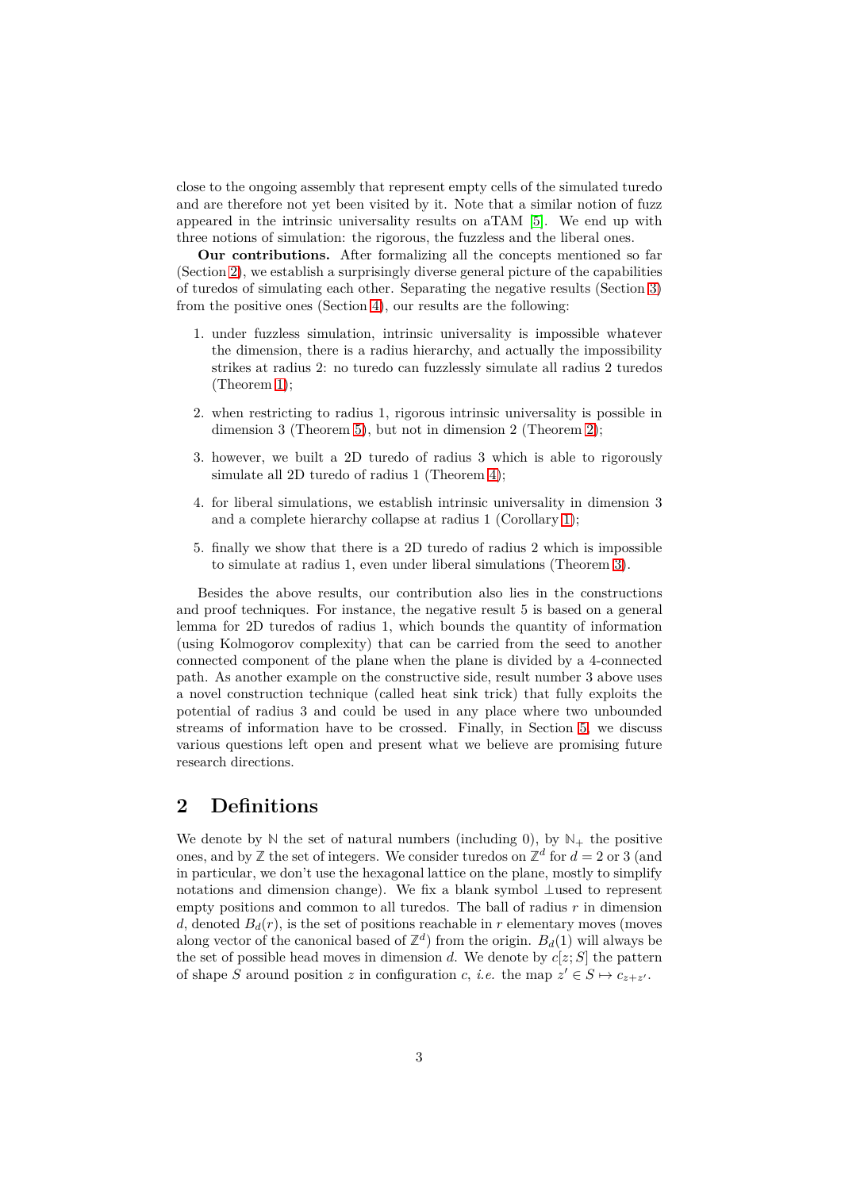close to the ongoing assembly that represent empty cells of the simulated turedo and are therefore not yet been visited by it. Note that a similar notion of fuzz appeared in the intrinsic universality results on aTAM [5]. We end up with three notions of simulation: the rigorous, the fuzzless and the liberal ones.

**Our contributions.** After formalizing all the concepts mentioned so far (Section 2), we establish a surprisingly diverse general picture of the capabilities of turedos of simulating each other. Separating the negative results (Section 3) from the positive ones (Section 4), our results are the following:

1. under fuzzless simulation, intrinsic universality is impossible whatever the dimension, there is a radius hierarchy, and actually the impossibility strikes at radius 2: no turedo can fuzzlessly simulate all radius 2 turedos (Theorem 1);

2. when restricting to radius 1, rigorous intrinsic universality is possible in dimension 3 (Theorem 5), but not in dimension 2 (Theorem 2);

3. however, we built a 2D turedo of radius 3 which is able to rigorously simulate all 2D turedo of radius 1 (Theorem 4);

4. for liberal simulations, we establish intrinsic universality in dimension 3 and a complete hierarchy collapse at radius 1 (Corollary 1);

5. finally we show that there is a 2D turedo of radius 2 which is impossible to simulate at radius 1, even under liberal simulations (Theorem 3).

Besides the above results, our contribution also lies in the constructions and proof techniques. For instance, the negative result 5 is based on a general lemma for 2D turedos of radius 1, which bounds the quantity of information (using Kolmogorov complexity) that can be carried from the seed to another connected component of the plane when the plane is divided by a 4-connected path. As another example on the constructive side, result number 3 above uses a novel construction technique (called heat sink trick) that fully exploits the potential of radius 3 and could be used in any place where two unbounded streams of information have to be crossed. Finally, in Section 5, we discuss various questions left open and present what we believe are promising future research directions.

## 2 Definitions

We denote by $\mathbb{N}$ the set of natural numbers (including 0), by $\mathbb{N}_+$ the positive ones, and by $\mathbb{Z}$ the set of integers. We consider turedos on $\mathbb{Z}^d$ for $d = 2$ or 3 (and in particular, we don't use the hexagonal lattice on the plane, mostly to simplify notations and dimension change). We fix a blank symbol $\perp$used to represent empty positions and common to all turedos. The ball of radius $r$ in dimension $d$, denoted $B_d(r)$, is the set of positions reachable in $r$ elementary moves (moves along vector of the canonical based of $\mathbb{Z}^d$) from the origin. $B_d(1)$ will always be the set of possible head moves in dimension $d$. We denote by $c[z; S]$ the pattern of shape $S$ around position $z$ in configuration $c$, *i.e.* the map $z' \in S \mapsto c_{z+z'}$.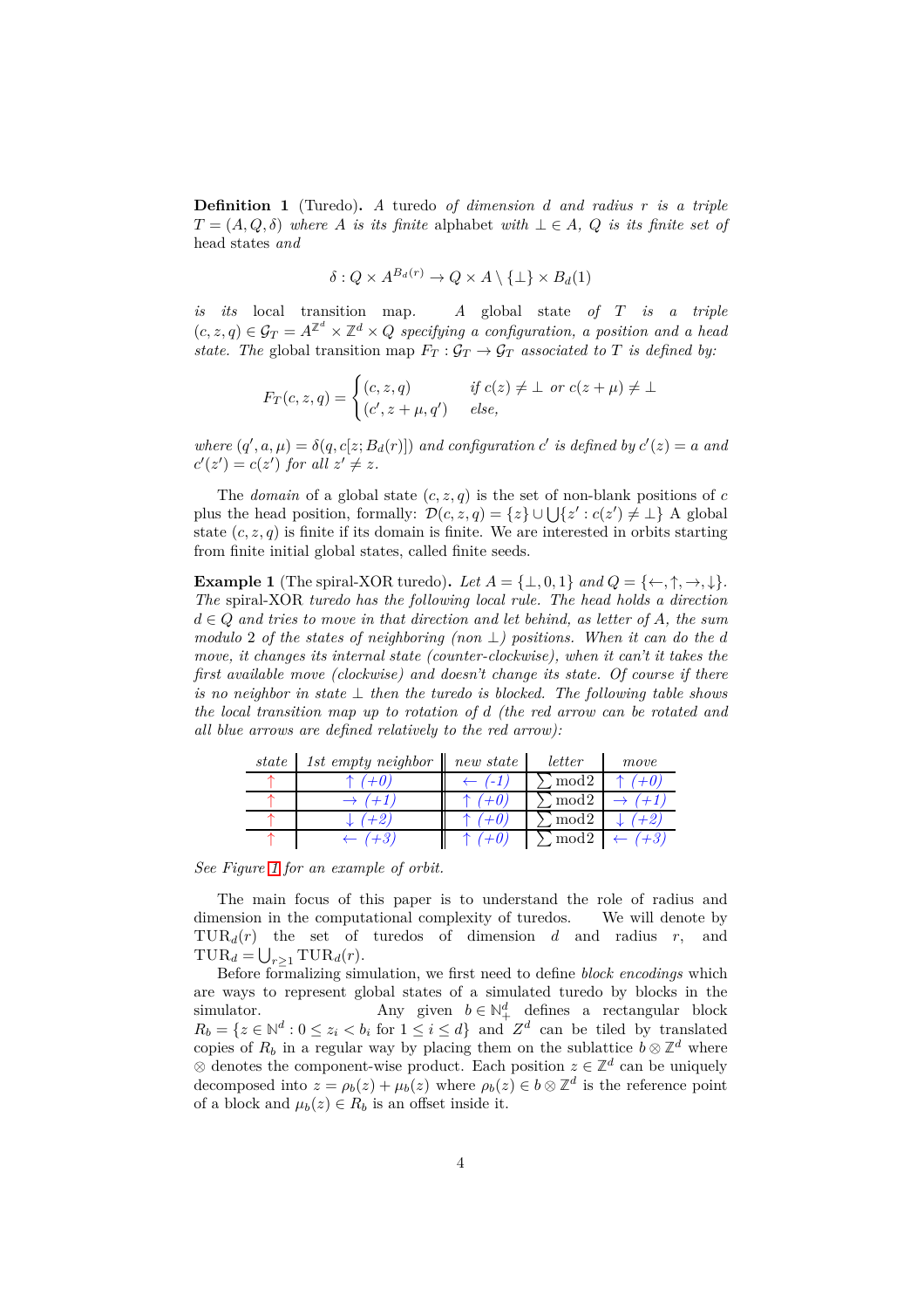**Definition 1** (Turedo)**.** *A* turedo *of dimension $d$ and radius $r$ is a triple $T = (A, Q, \delta)$ where $A$ is its finite* alphabet *with $\perp \in A$, $Q$ is its finite set of* head states *and*

$$\delta : Q \times A^{B_d(r)} \to Q \times A \setminus \{\perp\} \times B_d(1)$$

*is its* local transition map*. A* global state *of $T$ is a triple $(c, z, q) \in \mathcal{G}_T = A^{\mathbb{Z}^d} \times \mathbb{Z}^d \times Q$ specifying a configuration, a position and a head state. The* global transition map *$F_T : \mathcal{G}_T \to \mathcal{G}_T$ associated to $T$ is defined by:*

$$F_T(c, z, q) = \begin{cases} (c, z, q) & \text{if } c(z) \neq \perp \text{ or } c(z + \mu) \neq \perp \\ (c', z + \mu, q') & \text{else,} \end{cases}$$

*where $(q', a, \mu) = \delta(q, c[z; B_d(r)])$ and configuration $c'$ is defined by $c'(z) = a$ and $c'(z') = c(z')$ for all $z' \neq z$.*

The *domain* of a global state $(c, z, q)$ is the set of non-blank positions of $c$ plus the head position, formally: $\mathcal{D}(c, z, q) = \{z\} \cup \bigcup\{z' : c(z') \neq \perp\}$ A global state $(c, z, q)$ is finite if its domain is finite. We are interested in orbits starting from finite initial global states, called finite seeds.

**Example 1** (The spiral-XOR turedo)**.** *Let $A = \{\perp, 0, 1\}$ and $Q = \{\leftarrow, \uparrow, \rightarrow, \downarrow\}$. The* spiral-XOR *turedo has the following local rule. The head holds a direction $d \in Q$ and tries to move in that direction and let behind, as letter of $A$, the sum modulo 2 of the states of neighboring (non $\perp$) positions. When it can do the $d$ move, it changes its internal state (counter-clockwise), when it can't it takes the first available move (clockwise) and doesn't change its state. Of course if there is no neighbor in state $\perp$ then the turedo is blocked. The following table shows the local transition map up to rotation of $d$ (the red arrow can be rotated and all blue arrows are defined relatively to the red arrow):*

| *state* | *1st empty neighbor* | *new state* | *letter* | *move* |
|---|---|---|---|---|
| $\uparrow$ | $\uparrow$ *(+0)* | $\leftarrow$ *(-1)* | $\sum$ mod2 | $\uparrow$ *(+0)* |
| $\uparrow$ | $\rightarrow$ *(+1)* | $\uparrow$ *(+0)* | $\sum$ mod2 | $\rightarrow$ *(+1)* |
| $\uparrow$ | $\downarrow$ *(+2)* | $\uparrow$ *(+0)* | $\sum$ mod2 | $\downarrow$ *(+2)* |
| $\uparrow$ | $\leftarrow$ *(+3)* | $\uparrow$ *(+0)* | $\sum$ mod2 | $\leftarrow$ *(+3)* |

*See Figure 1 for an example of orbit.*

The main focus of this paper is to understand the role of radius and dimension in the computational complexity of turedos. We will denote by $\text{TUR}_d(r)$ the set of turedos of dimension $d$ and radius $r$, and $\text{TUR}_d = \bigcup_{r \geq 1} \text{TUR}_d(r)$.

Before formalizing simulation, we first need to define *block encodings* which are ways to represent global states of a simulated turedo by blocks in the simulator. Any given $b \in \mathbb{N}_+^d$ defines a rectangular block $R_b = \{z \in \mathbb{N}^d : 0 \leq z_i < b_i \text{ for } 1 \leq i \leq d\}$ and $Z^d$ can be tiled by translated copies of $R_b$ in a regular way by placing them on the sublattice $b \otimes \mathbb{Z}^d$ where $\otimes$ denotes the component-wise product. Each position $z \in \mathbb{Z}^d$ can be uniquely decomposed into $z = \rho_b(z) + \mu_b(z)$ where $\rho_b(z) \in b \otimes \mathbb{Z}^d$ is the reference point of a block and $\mu_b(z) \in R_b$ is an offset inside it.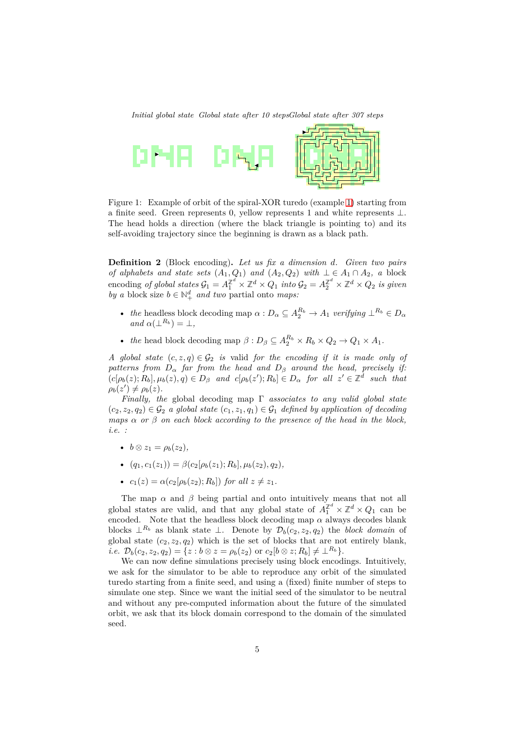*Initial global state* *Global state after 10 steps* *Global state after 307 steps*

Figure 1: Example of orbit of the spiral-XOR turedo (example 1) starting from a finite seed. Green represents 0, yellow represents 1 and white represents $\perp$. The head holds a direction (where the black triangle is pointing to) and its self-avoiding trajectory since the beginning is drawn as a black path.

**Definition 2** (Block encoding)**.** *Let us fix a dimension $d$. Given two pairs of alphabets and state sets $(A_1, Q_1)$ and $(A_2, Q_2)$ with $\perp \in A_1 \cap A_2$, a* block encoding *of global states $\mathcal{G}_1 = A_1^{\mathbb{Z}^d} \times \mathbb{Z}^d \times Q_1$ into $\mathcal{G}_2 = A_2^{\mathbb{Z}^d} \times \mathbb{Z}^d \times Q_2$ is given by a* block size *$b \in \mathbb{N}_+^d$ and two* partial onto *maps:*

- *the* headless block decoding map *$\alpha : D_\alpha \subseteq A_2^{R_b} \to A_1$ verifying $\perp^{R_b} \in D_\alpha$ and $\alpha(\perp^{R_b}) = \perp$,*
- *the* head block decoding map *$\beta : D_\beta \subseteq A_2^{R_b} \times R_b \times Q_2 \to Q_1 \times A_1$.*

*A global state $(c, z, q) \in \mathcal{G}_2$ is* valid *for the encoding if it is made only of patterns from $D_\alpha$ far from the head and $D_\beta$ around the head, precisely if: $(c[\rho_b(z); R_b], \mu_b(z), q) \in D_\beta$ and $c[\rho_b(z'); R_b] \in D_\alpha$ for all $z' \in \mathbb{Z}^d$ such that $\rho_b(z') \neq \rho_b(z)$.*

*Finally, the* global decoding map *$\Gamma$ associates to any valid global state $(c_2, z_2, q_2) \in \mathcal{G}_2$ a global state $(c_1, z_1, q_1) \in \mathcal{G}_1$ defined by application of decoding maps $\alpha$ or $\beta$ on each block according to the presence of the head in the block, i.e. :*

- *$b \otimes z_1 = \rho_b(z_2)$,*
- *$(q_1, c_1(z_1)) = \beta(c_2[\rho_b(z_1); R_b], \mu_b(z_2), q_2)$,*
- *$c_1(z) = \alpha(c_2[\rho_b(z_2); R_b])$ for all $z \neq z_1$.*

The map $\alpha$ and $\beta$ being partial and onto intuitively means that not all global states are valid, and that any global state of $A_1^{\mathbb{Z}^d} \times \mathbb{Z}^d \times Q_1$ can be encoded. Note that the headless block decoding map $\alpha$ always decodes blank blocks $\perp^{R_b}$ as blank state $\perp$. Denote by $\mathcal{D}_b(c_2, z_2, q_2)$ the *block domain* of global state $(c_2, z_2, q_2)$ which is the set of blocks that are not entirely blank, *i.e.* $\mathcal{D}_b(c_2, z_2, q_2) = \{z : b \otimes z = \rho_b(z_2) \text{ or } c_2[b \otimes z; R_b] \neq \perp^{R_b}\}$.

We can now define simulations precisely using block encodings. Intuitively, we ask for the simulator to be able to reproduce any orbit of the simulated turedo starting from a finite seed, and using a (fixed) finite number of steps to simulate one step. Since we want the initial seed of the simulator to be neutral and without any pre-computed information about the future of the simulated orbit, we ask that its block domain correspond to the domain of the simulated seed.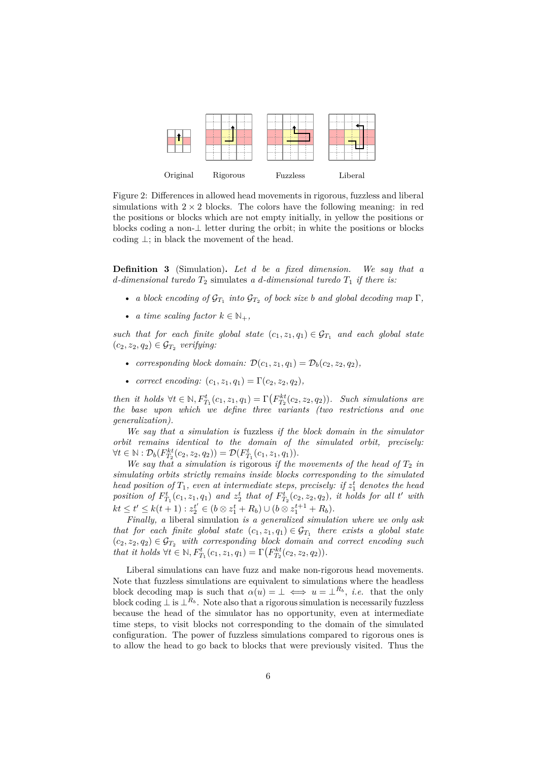Original Rigorous Fuzzless Liberal

Figure 2: Differences in allowed head movements in rigorous, fuzzless and liberal simulations with $2 \times 2$ blocks. The colors have the following meaning: in red the positions or blocks which are not empty initially, in yellow the positions or blocks coding a non-$\perp$ letter during the orbit; in white the positions or blocks coding $\perp$; in black the movement of the head.

**Definition 3** (Simulation). *Let $d$ be a fixed dimension. We say that a $d$-dimensional turedo $T_2$* simulates *a $d$-dimensional turedo $T_1$ if there is:*

- *a block encoding of $\mathcal{G}_{T_1}$ into $\mathcal{G}_{T_2}$ of bock size $b$ and global decoding map $\Gamma$,*
- *a time scaling factor $k \in \mathbb{N}_+$,*

*such that for each finite global state $(c_1, z_1, q_1) \in \mathcal{G}_{T_1}$ and each global state $(c_2, z_2, q_2) \in \mathcal{G}_{T_2}$ verifying:*

- *corresponding block domain: $\mathcal{D}(c_1, z_1, q_1) = \mathcal{D}_b(c_2, z_2, q_2)$,*
- *correct encoding: $(c_1, z_1, q_1) = \Gamma(c_2, z_2, q_2)$,*

*then it holds $\forall t \in \mathbb{N}, F^t_{T_1}(c_1, z_1, q_1) = \Gamma\big(F^{kt}_{T_2}(c_2, z_2, q_2)\big)$. Such simulations are the base upon which we define three variants (two restrictions and one generalization).*

*We say that a simulation is* fuzzless *if the block domain in the simulator orbit remains identical to the domain of the simulated orbit, precisely: $\forall t \in \mathbb{N} : \mathcal{D}_b(F^{kt}_{T_2}(c_2, z_2, q_2)) = \mathcal{D}(F^t_{T_1}(c_1, z_1, q_1))$.*

*We say that a simulation is* rigorous *if the movements of the head of $T_2$ in simulating orbits strictly remains inside blocks corresponding to the simulated head position of $T_1$, even at intermediate steps, precisely: if $z^t_1$ denotes the head position of $F^t_{T_1}(c_1, z_1, q_1)$ and $z^t_2$ that of $F^t_{T_2}(c_2, z_2, q_2)$, it holds for all $t'$ with $kt \le t' \le k(t+1) : z^{t'}_2 \in (b \otimes z^t_1 + R_b) \cup (b \otimes z^{t+1}_1 + R_b)$.*

*Finally, a* liberal *simulation is a generalized simulation where we only ask that for each finite global state $(c_1, z_1, q_1) \in \mathcal{G}_{T_1}$ there exists a global state $(c_2, z_2, q_2) \in \mathcal{G}_{T_2}$ with corresponding block domain and correct encoding such that it holds $\forall t \in \mathbb{N}, F^t_{T_1}(c_1, z_1, q_1) = \Gamma\big(F^{kt}_{T_2}(c_2, z_2, q_2)\big)$.*

Liberal simulations can have fuzz and make non-rigorous head movements. Note that fuzzless simulations are equivalent to simulations where the headless block decoding map is such that $\alpha(u) = \perp \iff u = \perp^{R_b}$, *i.e.* that the only block coding $\perp$ is $\perp^{R_b}$. Note also that a rigorous simulation is necessarily fuzzless because the head of the simulator has no opportunity, even at intermediate time steps, to visit blocks not corresponding to the domain of the simulated configuration. The power of fuzzless simulations compared to rigorous ones is to allow the head to go back to blocks that were previously visited. Thus the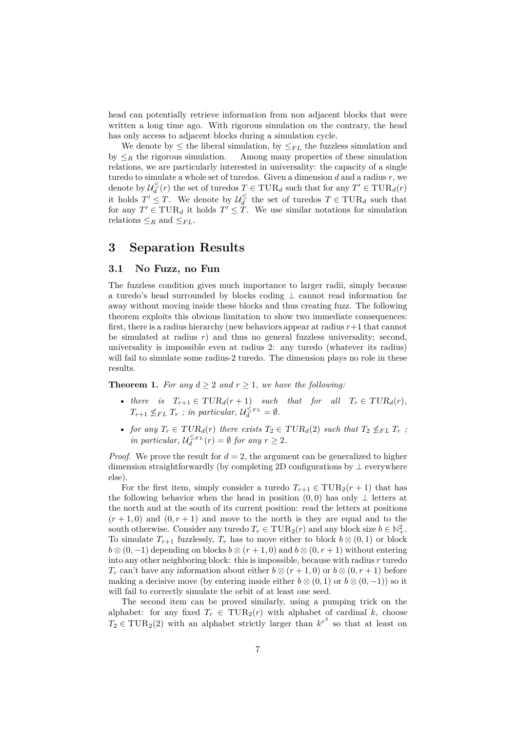head can potentially retrieve information from non adjacent blocks that were written a long time ago. With rigorous simulation on the contrary, the head has only access to adjacent blocks during a simulation cycle.

We denote by $\leq$ the liberal simulation, by $\leq_{FL}$ the fuzzless simulation and by $\leq_R$ the rigorous simulation. Among many properties of these simulation relations, we are particularly interested in universality: the capacity of a single turedo to simulate a whole set of turedos. Given a dimension $d$ and a radius $r$, we denote by $\mathcal{U}_d^{\leq}(r)$ the set of turedos $T \in \mathrm{TUR}_d$ such that for any $T' \in \mathrm{TUR}_d(r)$ it holds $T' \leq T$. We denote by $\mathcal{U}_d^{\leq}$ the set of turedos $T \in \mathrm{TUR}_d$ such that for any $T' \in \mathrm{TUR}_d$ it holds $T' \leq T$. We use similar notations for simulation relations $\leq_R$ and $\leq_{FL}$.

# 3 Separation Results

## 3.1 No Fuzz, no Fun

The fuzzless condition gives much importance to larger radii, simply because a turedo's head surrounded by blocks coding $\perp$ cannot read information far away without moving inside these blocks and thus creating fuzz. The following theorem exploits this obvious limitation to show two immediate consequences: first, there is a radius hierarchy (new behaviors appear at radius $r+1$ that cannot be simulated at radius $r$) and thus no general fuzzless universality; second, universality is impossible even at radius 2: any turedo (whatever its radius) will fail to simulate some radius-2 turedo. The dimension plays no role in these results.

**Theorem 1.** *For any $d \geq 2$ and $r \geq 1$, we have the following:*

- *there is $T_{r+1} \in TUR_d(r+1)$ such that for all $T_r \in TUR_d(r)$, $T_{r+1} \not\leq_{FL} T_r$ ; in particular, $\mathcal{U}_d^{\leq_{FL}} = \emptyset$.*
- *for any $T_r \in TUR_d(r)$ there exists $T_2 \in TUR_d(2)$ such that $T_2 \not\leq_{FL} T_r$ ; in particular, $\mathcal{U}_d^{\leq_{FL}}(r) = \emptyset$ for any $r \geq 2$.*

*Proof.* We prove the result for $d = 2$, the argument can be generalized to higher dimension straightforwardly (by completing 2D configurations by $\perp$ everywhere else).

For the first item, simply consider a turedo $T_{r+1} \in \mathrm{TUR}_2(r+1)$ that has the following behavior when the head in position $(0,0)$ has only $\perp$ letters at the north and at the south of its current position: read the letters at positions $(r+1,0)$ and $(0,r+1)$ and move to the north is they are equal and to the south otherwise. Consider any turedo $T_r \in \mathrm{TUR}_2(r)$ and any block size $b \in \mathbb{N}_+^2$. To simulate $T_{r+1}$ fuzzlessly, $T_r$ has to move either to block $b \otimes (0,1)$ or block $b \otimes (0,-1)$ depending on blocks $b \otimes (r+1,0)$ and $b \otimes (0,r+1)$ without entering into any other neighboring block: this is impossible, because with radius $r$ turedo $T_r$ can't have any information about either $b \otimes (r+1,0)$ or $b \otimes (0,r+1)$ before making a decisive move (by entering inside either $b \otimes (0,1)$ or $b \otimes (0,-1)$) so it will fail to correctly simulate the orbit of at least one seed.

The second item can be proved similarly, using a pumping trick on the alphabet: for any fixed $T_r \in \mathrm{TUR}_2(r)$ with alphabet of cardinal $k$, choose $T_2 \in \mathrm{TUR}_2(2)$ with an alphabet strictly larger than $k^{r^2}$ so that at least on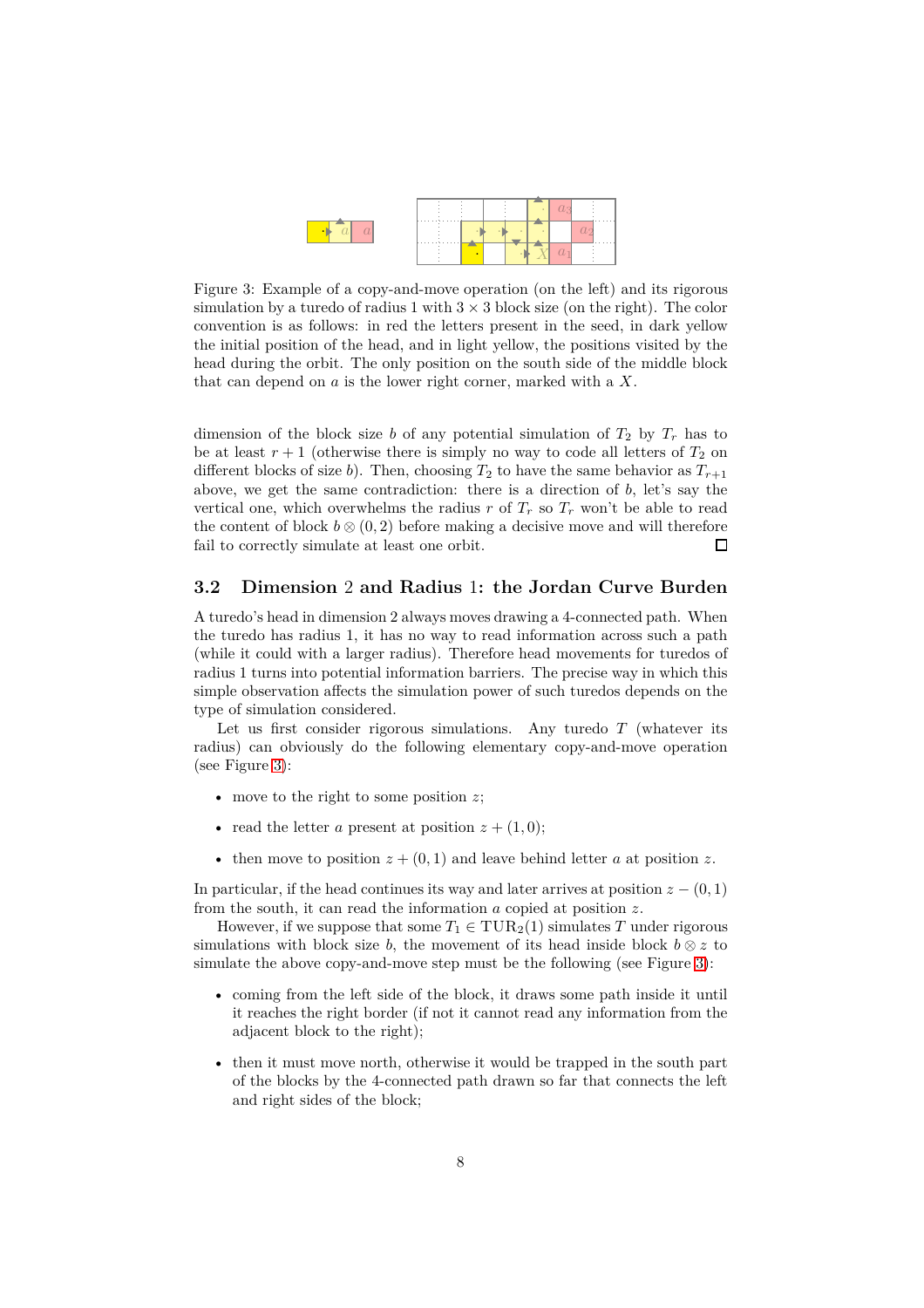Figure 3: Example of a copy-and-move operation (on the left) and its rigorous simulation by a turedo of radius 1 with $3 \times 3$ block size (on the right). The color convention is as follows: in red the letters present in the seed, in dark yellow the initial position of the head, and in light yellow, the positions visited by the head during the orbit. The only position on the south side of the middle block that can depend on $a$ is the lower right corner, marked with a $X$.

dimension of the block size $b$ of any potential simulation of $T_2$ by $T_r$ has to be at least $r+1$ (otherwise there is simply no way to code all letters of $T_2$ on different blocks of size $b$). Then, choosing $T_2$ to have the same behavior as $T_{r+1}$ above, we get the same contradiction: there is a direction of $b$, let's say the vertical one, which overwhelms the radius $r$ of $T_r$ so $T_r$ won't be able to read the content of block $b \otimes (0, 2)$ before making a decisive move and will therefore fail to correctly simulate at least one orbit. □

## 3.2 Dimension 2 and Radius 1: the Jordan Curve Burden

A turedo's head in dimension 2 always moves drawing a 4-connected path. When the turedo has radius 1, it has no way to read information across such a path (while it could with a larger radius). Therefore head movements for turedos of radius 1 turns into potential information barriers. The precise way in which this simple observation affects the simulation power of such turedos depends on the type of simulation considered.

Let us first consider rigorous simulations. Any turedo $T$ (whatever its radius) can obviously do the following elementary copy-and-move operation (see Figure 3):

- move to the right to some position $z$;
- read the letter $a$ present at position $z + (1, 0)$;
- then move to position $z + (0, 1)$ and leave behind letter $a$ at position $z$.

In particular, if the head continues its way and later arrives at position $z - (0, 1)$ from the south, it can read the information $a$ copied at position $z$.

However, if we suppose that some $T_1 \in \mathrm{TUR}_2(1)$ simulates $T$ under rigorous simulations with block size $b$, the movement of its head inside block $b \otimes z$ to simulate the above copy-and-move step must be the following (see Figure 3):

- coming from the left side of the block, it draws some path inside it until it reaches the right border (if not it cannot read any information from the adjacent block to the right);
- then it must move north, otherwise it would be trapped in the south part of the blocks by the 4-connected path drawn so far that connects the left and right sides of the block;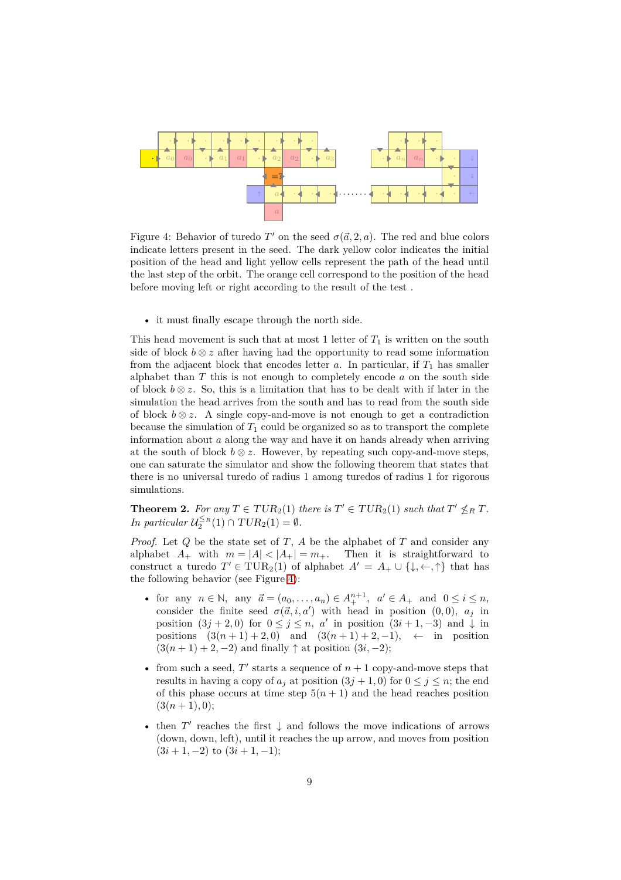Figure 4: Behavior of turedo $T'$ on the seed $\sigma(\vec{a}, 2, a)$. The red and blue colors indicate letters present in the seed. The dark yellow color indicates the initial position of the head and light yellow cells represent the path of the head until the last step of the orbit. The orange cell correspond to the position of the head before moving left or right according to the result of the test .

- it must finally escape through the north side.

This head movement is such that at most 1 letter of $T_1$ is written on the south side of block $b \otimes z$ after having had the opportunity to read some information from the adjacent block that encodes letter $a$. In particular, if $T_1$ has smaller alphabet than $T$ this is not enough to completely encode $a$ on the south side of block $b \otimes z$. So, this is a limitation that has to be dealt with if later in the simulation the head arrives from the south and has to read from the south side of block $b \otimes z$. A single copy-and-move is not enough to get a contradiction because the simulation of $T_1$ could be organized so as to transport the complete information about $a$ along the way and have it on hands already when arriving at the south of block $b \otimes z$. However, by repeating such copy-and-move steps, one can saturate the simulator and show the following theorem that states that there is no universal turedo of radius 1 among turedos of radius 1 for rigorous simulations.

**Theorem 2.** *For any $T \in TUR_2(1)$ there is $T' \in TUR_2(1)$ such that $T' \not\leq_R T$. In particular $\mathcal{U}_2^{\leq_R}(1) \cap TUR_2(1) = \emptyset$.*

*Proof.* Let $Q$ be the state set of $T$, $A$ be the alphabet of $T$ and consider any alphabet $A_+$ with $m = |A| < |A_+| = m_+$. Then it is straightforward to construct a turedo $T' \in \mathrm{TUR}_2(1)$ of alphabet $A' = A_+ \cup \{\downarrow, \leftarrow, \uparrow\}$ that has the following behavior (see Figure 4):

- for any $n \in \mathbb{N}$, any $\vec{a} = (a_0, \dots, a_n) \in A_+^{n+1}$, $a' \in A_+$ and $0 \leq i \leq n$, consider the finite seed $\sigma(\vec{a}, i, a')$ with head in position $(0, 0)$, $a_j$ in position $(3j + 2, 0)$ for $0 \leq j \leq n$, $a'$ in position $(3i + 1, -3)$ and $\downarrow$ in positions $(3(n + 1) + 2, 0)$ and $(3(n + 1) + 2, -1)$, $\leftarrow$ in position $(3(n + 1) + 2, -2)$ and finally $\uparrow$ at position $(3i, -2)$;
- from such a seed, $T'$ starts a sequence of $n + 1$ copy-and-move steps that results in having a copy of $a_j$ at position $(3j + 1, 0)$ for $0 \leq j \leq n$; the end of this phase occurs at time step $5(n + 1)$ and the head reaches position $(3(n + 1), 0)$;
- then $T'$ reaches the first $\downarrow$ and follows the move indications of arrows (down, down, left), until it reaches the up arrow, and moves from position $(3i + 1, -2)$ to $(3i + 1, -1)$;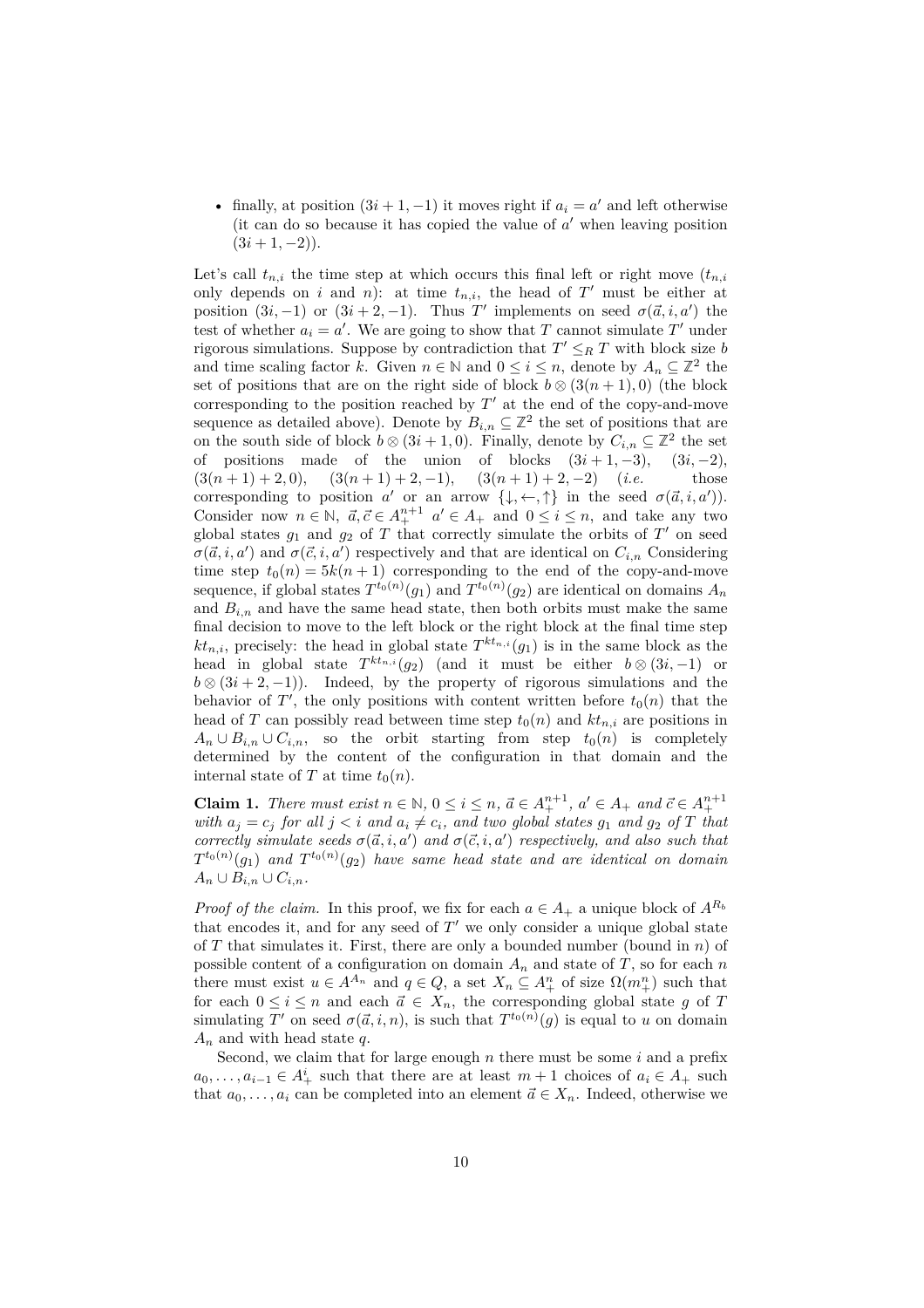- finally, at position $(3i+1,-1)$ it moves right if $a_i = a'$ and left otherwise (it can do so because it has copied the value of $a'$ when leaving position $(3i+1,-2)$).

Let's call $t_{n,i}$ the time step at which occurs this final left or right move ($t_{n,i}$ only depends on $i$ and $n$): at time $t_{n,i}$, the head of $T'$ must be either at position $(3i,-1)$ or $(3i+2,-1)$. Thus $T'$ implements on seed $\sigma(\vec{a},i,a')$ the test of whether $a_i = a'$. We are going to show that $T$ cannot simulate $T'$ under rigorous simulations. Suppose by contradiction that $T' \leq_R T$ with block size $b$ and time scaling factor $k$. Given $n \in \mathbb{N}$ and $0 \leq i \leq n$, denote by $A_n \subseteq \mathbb{Z}^2$ the set of positions that are on the right side of block $b \otimes (3(n+1), 0)$ (the block corresponding to the position reached by $T'$ at the end of the copy-and-move sequence as detailed above). Denote by $B_{i,n} \subseteq \mathbb{Z}^2$ the set of positions that are on the south side of block $b \otimes (3i+1, 0)$. Finally, denote by $C_{i,n} \subseteq \mathbb{Z}^2$ the set of positions made of the union of blocks $(3i+1,-3)$, $(3i,-2)$, $(3(n+1)+2,0)$, $(3(n+1)+2,-1)$, $(3(n+1)+2,-2)$ (*i.e.* those corresponding to position $a'$ or an arrow $\{\downarrow,\leftarrow,\uparrow\}$ in the seed $\sigma(\vec{a},i,a')$). Consider now $n \in \mathbb{N}$, $\vec{a},\vec{c} \in A_+^{n+1}$ $a' \in A_+$ and $0 \leq i \leq n$, and take any two global states $g_1$ and $g_2$ of $T$ that correctly simulate the orbits of $T'$ on seed $\sigma(\vec{a},i,a')$ and $\sigma(\vec{c},i,a')$ respectively and that are identical on $C_{i,n}$ Considering time step $t_0(n) = 5k(n+1)$ corresponding to the end of the copy-and-move sequence, if global states $T^{t_0(n)}(g_1)$ and $T^{t_0(n)}(g_2)$ are identical on domains $A_n$ and $B_{i,n}$ and have the same head state, then both orbits must make the same final decision to move to the left block or the right block at the final time step $kt_{n,i}$, precisely: the head in global state $T^{kt_{n,i}}(g_1)$ is in the same block as the head in global state $T^{kt_{n,i}}(g_2)$ (and it must be either $b \otimes (3i,-1)$ or $b \otimes (3i+2,-1)$). Indeed, by the property of rigorous simulations and the behavior of $T'$, the only positions with content written before $t_0(n)$ that the head of $T$ can possibly read between time step $t_0(n)$ and $kt_{n,i}$ are positions in $A_n \cup B_{i,n} \cup C_{i,n}$, so the orbit starting from step $t_0(n)$ is completely determined by the content of the configuration in that domain and the internal state of $T$ at time $t_0(n)$.

**Claim 1.** *There must exist $n \in \mathbb{N}$, $0 \leq i \leq n$, $\vec{a} \in A_+^{n+1}$, $a' \in A_+$ and $\vec{c} \in A_+^{n+1}$ with $a_j = c_j$ for all $j < i$ and $a_i \neq c_i$, and two global states $g_1$ and $g_2$ of $T$ that correctly simulate seeds $\sigma(\vec{a},i,a')$ and $\sigma(\vec{c},i,a')$ respectively, and also such that $T^{t_0(n)}(g_1)$ and $T^{t_0(n)}(g_2)$ have same head state and are identical on domain $A_n \cup B_{i,n} \cup C_{i,n}$.*

*Proof of the claim.* In this proof, we fix for each $a \in A_+$ a unique block of $A^{R_b}$ that encodes it, and for any seed of $T'$ we only consider a unique global state of $T$ that simulates it. First, there are only a bounded number (bound in $n$) of possible content of a configuration on domain $A_n$ and state of $T$, so for each $n$ there must exist $u \in A^{A_n}$ and $q \in Q$, a set $X_n \subseteq A_+^n$ of size $\Omega(m_+^n)$ such that for each $0 \leq i \leq n$ and each $\vec{a} \in X_n$, the corresponding global state $g$ of $T$ simulating $T'$ on seed $\sigma(\vec{a},i,n)$, is such that $T^{t_0(n)}(g)$ is equal to $u$ on domain $A_n$ and with head state $q$.

Second, we claim that for large enough $n$ there must be some $i$ and a prefix $a_0,\ldots,a_{i-1} \in A_+^i$ such that there are at least $m+1$ choices of $a_i \in A_+$ such that $a_0,\ldots,a_i$ can be completed into an element $\vec{a} \in X_n$. Indeed, otherwise we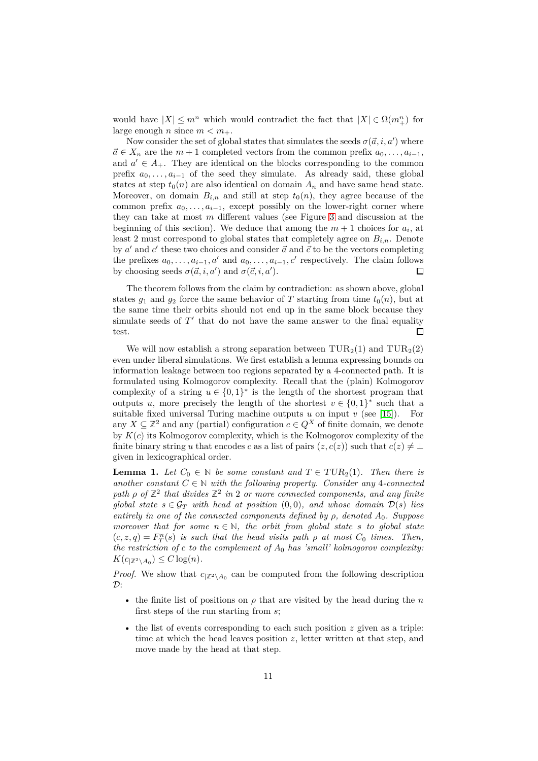would have $|X| \leq m^n$ which would contradict the fact that $|X| \in \Omega(m_+^n)$ for large enough $n$ since $m < m_+$.

Now consider the set of global states that simulates the seeds $\sigma(\vec{a}, i, a')$ where $\vec{a} \in X_n$ are the $m+1$ completed vectors from the common prefix $a_0, \ldots, a_{i-1}$, and $a' \in A_+$. They are identical on the blocks corresponding to the common prefix $a_0, \ldots, a_{i-1}$ of the seed they simulate. As already said, these global states at step $t_0(n)$ are also identical on domain $A_n$ and have same head state. Moreover, on domain $B_{i,n}$ and still at step $t_0(n)$, they agree because of the common prefix $a_0, \ldots, a_{i-1}$, except possibly on the lower-right corner where they can take at most $m$ different values (see Figure 3 and discussion at the beginning of this section). We deduce that among the $m+1$ choices for $a_i$, at least 2 must correspond to global states that completely agree on $B_{i,n}$. Denote by $a'$ and $c'$ these two choices and consider $\vec{a}$ and $\vec{c}$ to be the vectors completing the prefixes $a_0, \ldots, a_{i-1}, a'$ and $a_0, \ldots, a_{i-1}, c'$ respectively. The claim follows by choosing seeds $\sigma(\vec{a}, i, a')$ and $\sigma(\vec{c}, i, a')$. ◻

The theorem follows from the claim by contradiction: as shown above, global states $g_1$ and $g_2$ force the same behavior of $T$ starting from time $t_0(n)$, but at the same time their orbits should not end up in the same block because they simulate seeds of $T'$ that do not have the same answer to the final equality test. ◻

We will now establish a strong separation between $\mathrm{TUR}_2(1)$ and $\mathrm{TUR}_2(2)$ even under liberal simulations. We first establish a lemma expressing bounds on information leakage between too regions separated by a 4-connected path. It is formulated using Kolmogorov complexity. Recall that the (plain) Kolmogorov complexity of a string $u \in \{0,1\}^*$ is the length of the shortest program that outputs $u$, more precisely the length of the shortest $v \in \{0,1\}^*$ such that a suitable fixed universal Turing machine outputs $u$ on input $v$ (see [15]). For any $X \subseteq \mathbb{Z}^2$ and any (partial) configuration $c \in Q^X$ of finite domain, we denote by $K(c)$ its Kolmogorov complexity, which is the Kolmogorov complexity of the finite binary string $u$ that encodes $c$ as a list of pairs $(z, c(z))$ such that $c(z) \neq \perp$ given in lexicographical order.

**Lemma 1.** *Let $C_0 \in \mathbb{N}$ be some constant and $T \in TUR_2(1)$. Then there is another constant $C \in \mathbb{N}$ with the following property. Consider any 4-connected path $\rho$ of $\mathbb{Z}^2$ that divides $\mathbb{Z}^2$ in 2 or more connected components, and any finite global state $s \in \mathcal{G}_T$ with head at position $(0,0)$, and whose domain $\mathcal{D}(s)$ lies entirely in one of the connected components defined by $\rho$, denoted $A_0$. Suppose moreover that for some $n \in \mathbb{N}$, the orbit from global state $s$ to global state $(c, z, q) = F_T^n(s)$ is such that the head visits path $\rho$ at most $C_0$ times. Then, the restriction of $c$ to the complement of $A_0$ has 'small' kolmogorov complexity: $K(c_{|\mathbb{Z}^2 \setminus A_0}) \leq C \log(n)$.*

*Proof.* We show that $c_{|\mathbb{Z}^2 \setminus A_0}$ can be computed from the following description $\mathcal{D}$:

- the finite list of positions on $\rho$ that are visited by the head during the $n$ first steps of the run starting from $s$;
- the list of events corresponding to each such position $z$ given as a triple: time at which the head leaves position $z$, letter written at that step, and move made by the head at that step.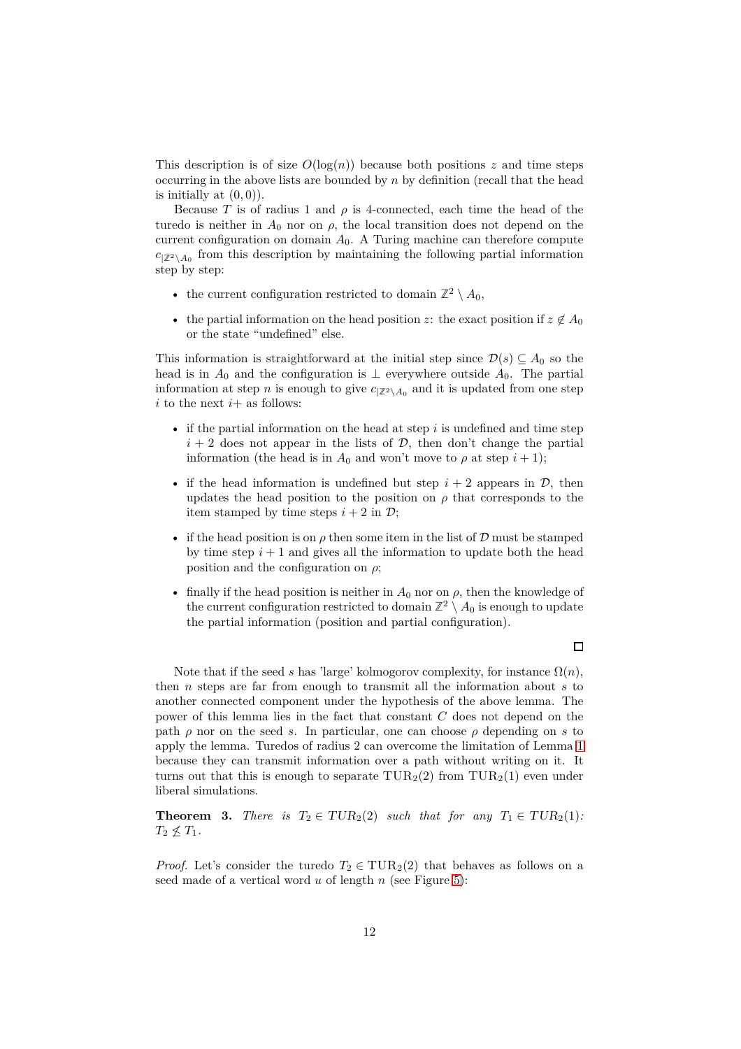This description is of size $O(\log(n))$ because both positions $z$ and time steps occurring in the above lists are bounded by $n$ by definition (recall that the head is initially at $(0, 0)$).

Because $T$ is of radius 1 and $\rho$ is 4-connected, each time the head of the turedo is neither in $A_0$ nor on $\rho$, the local transition does not depend on the current configuration on domain $A_0$. A Turing machine can therefore compute $c_{|\mathbb{Z}^2 \setminus A_0}$ from this description by maintaining the following partial information step by step:

- the current configuration restricted to domain $\mathbb{Z}^2 \setminus A_0$,
- the partial information on the head position $z$: the exact position if $z \notin A_0$ or the state "undefined" else.

This information is straightforward at the initial step since $\mathcal{D}(s) \subseteq A_0$ so the head is in $A_0$ and the configuration is $\perp$ everywhere outside $A_0$. The partial information at step $n$ is enough to give $c_{|\mathbb{Z}^2 \setminus A_0}$ and it is updated from one step $i$ to the next $i+$ as follows:

- if the partial information on the head at step $i$ is undefined and time step $i+2$ does not appear in the lists of $\mathcal{D}$, then don't change the partial information (the head is in $A_0$ and won't move to $\rho$ at step $i+1$);
- if the head information is undefined but step $i+2$ appears in $\mathcal{D}$, then updates the head position to the position on $\rho$ that corresponds to the item stamped by time steps $i+2$ in $\mathcal{D}$;
- if the head position is on $\rho$ then some item in the list of $\mathcal{D}$ must be stamped by time step $i+1$ and gives all the information to update both the head position and the configuration on $\rho$;
- finally if the head position is neither in $A_0$ nor on $\rho$, then the knowledge of the current configuration restricted to domain $\mathbb{Z}^2 \setminus A_0$ is enough to update the partial information (position and partial configuration).

□

Note that if the seed $s$ has 'large' kolmogorov complexity, for instance $\Omega(n)$, then $n$ steps are far from enough to transmit all the information about $s$ to another connected component under the hypothesis of the above lemma. The power of this lemma lies in the fact that constant $C$ does not depend on the path $\rho$ nor on the seed $s$. In particular, one can choose $\rho$ depending on $s$ to apply the lemma. Turedos of radius 2 can overcome the limitation of Lemma 1 because they can transmit information over a path without writing on it. It turns out that this is enough to separate $\text{TUR}_2(2)$ from $\text{TUR}_2(1)$ even under liberal simulations.

**Theorem 3.** *There is $T_2 \in TUR_2(2)$ such that for any $T_1 \in TUR_2(1)$: $T_2 \not\leq T_1$.*

*Proof.* Let's consider the turedo $T_2 \in \text{TUR}_2(2)$ that behaves as follows on a seed made of a vertical word $u$ of length $n$ (see Figure 5):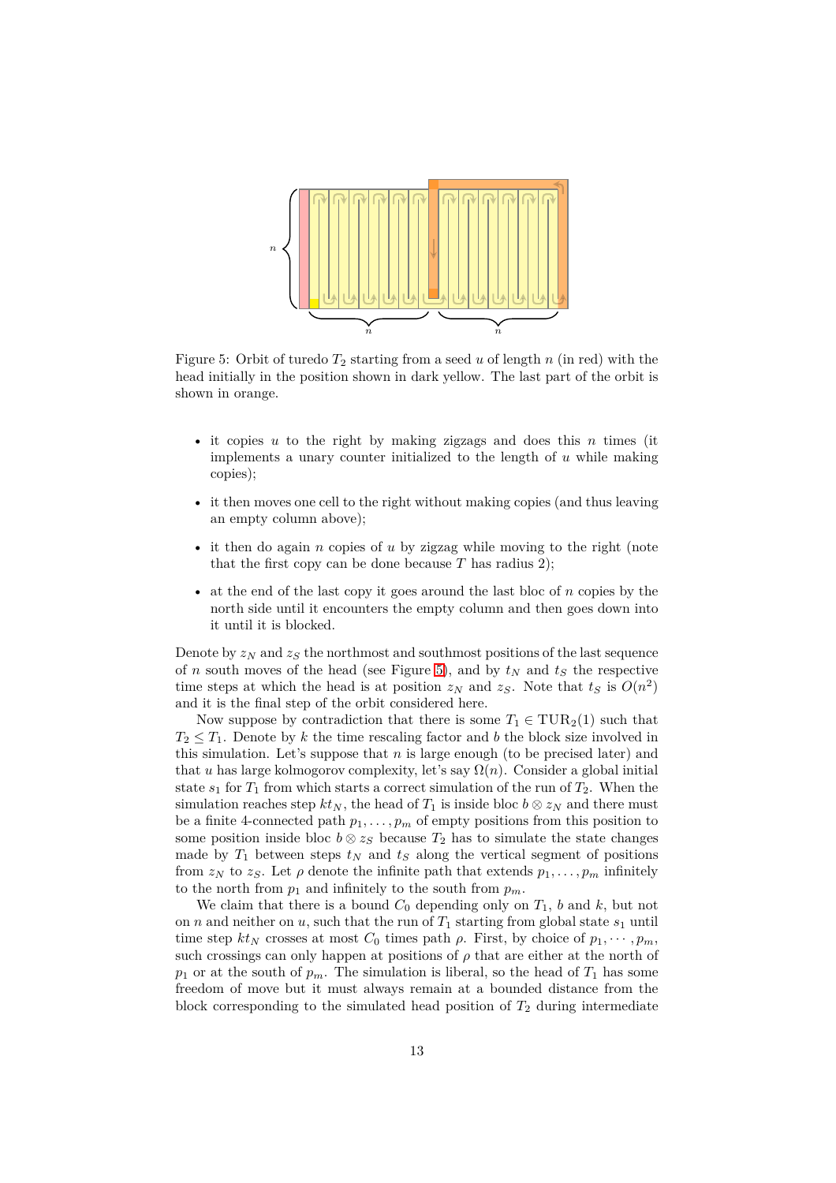Figure 5: Orbit of turedo $T_2$ starting from a seed $u$ of length $n$ (in red) with the head initially in the position shown in dark yellow. The last part of the orbit is shown in orange.

- it copies $u$ to the right by making zigzags and does this $n$ times (it implements a unary counter initialized to the length of $u$ while making copies);
- it then moves one cell to the right without making copies (and thus leaving an empty column above);
- it then do again $n$ copies of $u$ by zigzag while moving to the right (note that the first copy can be done because $T$ has radius 2);
- at the end of the last copy it goes around the last bloc of $n$ copies by the north side until it encounters the empty column and then goes down into it until it is blocked.

Denote by $z_N$ and $z_S$ the northmost and southmost positions of the last sequence of $n$ south moves of the head (see Figure 5), and by $t_N$ and $t_S$ the respective time steps at which the head is at position $z_N$ and $z_S$. Note that $t_S$ is $O(n^2)$ and it is the final step of the orbit considered here.

Now suppose by contradiction that there is some $T_1 \in \mathrm{TUR}_2(1)$ such that $T_2 \leq T_1$. Denote by $k$ the time rescaling factor and $b$ the block size involved in this simulation. Let's suppose that $n$ is large enough (to be precised later) and that $u$ has large kolmogorov complexity, let's say $\Omega(n)$. Consider a global initial state $s_1$ for $T_1$ from which starts a correct simulation of the run of $T_2$. When the simulation reaches step $kt_N$, the head of $T_1$ is inside bloc $b \otimes z_N$ and there must be a finite 4-connected path $p_1, \ldots, p_m$ of empty positions from this position to some position inside bloc $b \otimes z_S$ because $T_2$ has to simulate the state changes made by $T_1$ between steps $t_N$ and $t_S$ along the vertical segment of positions from $z_N$ to $z_S$. Let $\rho$ denote the infinite path that extends $p_1, \ldots, p_m$ infinitely to the north from $p_1$ and infinitely to the south from $p_m$.

We claim that there is a bound $C_0$ depending only on $T_1$, $b$ and $k$, but not on $n$ and neither on $u$, such that the run of $T_1$ starting from global state $s_1$ until time step $kt_N$ crosses at most $C_0$ times path $\rho$. First, by choice of $p_1, \cdots, p_m$, such crossings can only happen at positions of $\rho$ that are either at the north of $p_1$ or at the south of $p_m$. The simulation is liberal, so the head of $T_1$ has some freedom of move but it must always remain at a bounded distance from the block corresponding to the simulated head position of $T_2$ during intermediate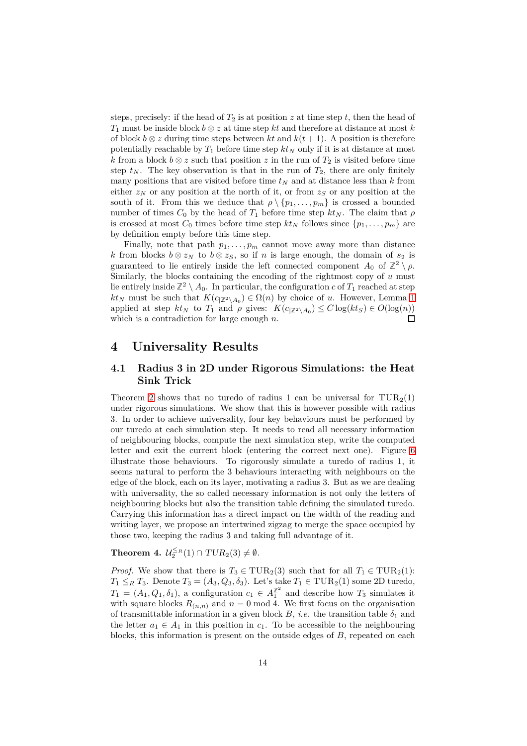steps, precisely: if the head of $T_2$ is at position $z$ at time step $t$, then the head of $T_1$ must be inside block $b \otimes z$ at time step $kt$ and therefore at distance at most $k$ of block $b \otimes z$ during time steps between $kt$ and $k(t+1)$. A position is therefore potentially reachable by $T_1$ before time step $kt_N$ only if it is at distance at most $k$ from a block $b \otimes z$ such that position $z$ in the run of $T_2$ is visited before time step $t_N$. The key observation is that in the run of $T_2$, there are only finitely many positions that are visited before time $t_N$ and at distance less than $k$ from either $z_N$ or any position at the north of it, or from $z_S$ or any position at the south of it. From this we deduce that $\rho \setminus \{p_1, \ldots, p_m\}$ is crossed a bounded number of times $C_0$ by the head of $T_1$ before time step $kt_N$. The claim that $\rho$ is crossed at most $C_0$ times before time step $kt_N$ follows since $\{p_1, \ldots, p_m\}$ are by definition empty before this time step.

Finally, note that path $p_1, \ldots, p_m$ cannot move away more than distance $k$ from blocks $b \otimes z_N$ to $b \otimes z_S$, so if $n$ is large enough, the domain of $s_2$ is guaranteed to lie entirely inside the left connected component $A_0$ of $\mathbb{Z}^2 \setminus \rho$. Similarly, the blocks containing the encoding of the rightmost copy of $u$ must lie entirely inside $\mathbb{Z}^2 \setminus A_0$. In particular, the configuration $c$ of $T_1$ reached at step $kt_N$ must be such that $K(c_{|\mathbb{Z}^2 \setminus A_0}) \in \Omega(n)$ by choice of $u$. However, Lemma 1 applied at step $kt_N$ to $T_1$ and $\rho$ gives: $K(c_{|\mathbb{Z}^2 \setminus A_0}) \leq C \log(kt_S) \in O(\log(n))$ which is a contradiction for large enough $n$. □

# 4 Universality Results

## 4.1 Radius 3 in 2D under Rigorous Simulations: the Heat Sink Trick

Theorem 2 shows that no turedo of radius 1 can be universal for $\mathrm{TUR}_2(1)$ under rigorous simulations. We show that this is however possible with radius 3. In order to achieve universality, four key behaviours must be performed by our turedo at each simulation step. It needs to read all necessary information of neighbouring blocks, compute the next simulation step, write the computed letter and exit the current block (entering the correct next one). Figure 6 illustrate those behaviours. To rigorously simulate a turedo of radius 1, it seems natural to perform the 3 behaviours interacting with neighbours on the edge of the block, each on its layer, motivating a radius 3. But as we are dealing with universality, the so called necessary information is not only the letters of neighbouring blocks but also the transition table defining the simulated turedo. Carrying this information has a direct impact on the width of the reading and writing layer, we propose an intertwined zigzag to merge the space occupied by those two, keeping the radius 3 and taking full advantage of it.

**Theorem 4.** $\mathcal{U}_2^{\leq_R}(1) \cap TUR_2(3) \neq \emptyset$.

*Proof.* We show that there is $T_3 \in \mathrm{TUR}_2(3)$ such that for all $T_1 \in \mathrm{TUR}_2(1)$: $T_1 \leq_R T_3$. Denote $T_3 = (A_3, Q_3, \delta_3)$. Let's take $T_1 \in \mathrm{TUR}_2(1)$ some 2D turedo, $T_1 = (A_1, Q_1, \delta_1)$, a configuration $c_1 \in A_1^{\mathbb{Z}^2}$ and describe how $T_3$ simulates it with square blocks $R_{(n,n)}$ and $n = 0 \bmod 4$. We first focus on the organisation of transmittable information in a given block $B$, *i.e.* the transition table $\delta_1$ and the letter $a_1 \in A_1$ in this position in $c_1$. To be accessible to the neighbouring blocks, this information is present on the outside edges of $B$, repeated on each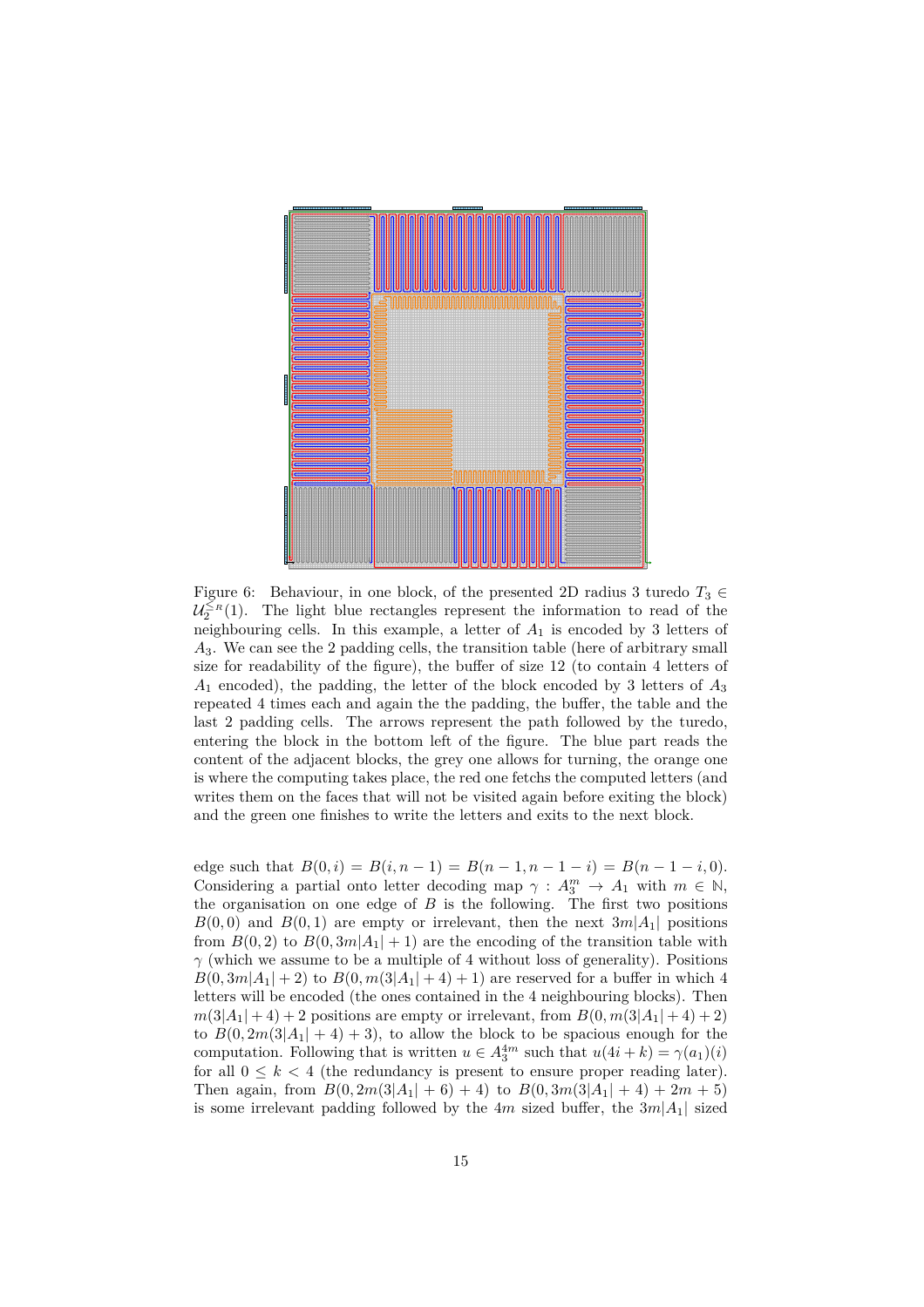Figure 6: Behaviour, in one block, of the presented 2D radius 3 turedo $T_3 \in \mathcal{U}_2^{\leq_R}(1)$. The light blue rectangles represent the information to read of the neighbouring cells. In this example, a letter of $A_1$ is encoded by 3 letters of $A_3$. We can see the 2 padding cells, the transition table (here of arbitrary small size for readability of the figure), the buffer of size 12 (to contain 4 letters of $A_1$ encoded), the padding, the letter of the block encoded by 3 letters of $A_3$ repeated 4 times each and again the the padding, the buffer, the table and the last 2 padding cells. The arrows represent the path followed by the turedo, entering the block in the bottom left of the figure. The blue part reads the content of the adjacent blocks, the grey one allows for turning, the orange one is where the computing takes place, the red one fetchs the computed letters (and writes them on the faces that will not be visited again before exiting the block) and the green one finishes to write the letters and exits to the next block.

edge such that $B(0, i) = B(i, n-1) = B(n-1, n-1-i) = B(n-1-i, 0)$. Considering a partial onto letter decoding map $\gamma : A_3^m \to A_1$ with $m \in \mathbb{N}$, the organisation on one edge of $B$ is the following. The first two positions $B(0, 0)$ and $B(0, 1)$ are empty or irrelevant, then the next $3m|A_1|$ positions from $B(0, 2)$ to $B(0, 3m|A_1| + 1)$ are the encoding of the transition table with $\gamma$ (which we assume to be a multiple of 4 without loss of generality). Positions $B(0, 3m|A_1| + 2)$ to $B(0, m(3|A_1| + 4) + 1)$ are reserved for a buffer in which 4 letters will be encoded (the ones contained in the 4 neighbouring blocks). Then $m(3|A_1| + 4) + 2$ positions are empty or irrelevant, from $B(0, m(3|A_1| + 4) + 2)$ to $B(0, 2m(3|A_1| + 4) + 3)$, to allow the block to be spacious enough for the computation. Following that is written $u \in A_3^{4m}$ such that $u(4i + k) = \gamma(a_1)(i)$ for all $0 \leq k < 4$ (the redundancy is present to ensure proper reading later). Then again, from $B(0, 2m(3|A_1| + 6) + 4)$ to $B(0, 3m(3|A_1| + 4) + 2m + 5)$ is some irrelevant padding followed by the $4m$ sized buffer, the $3m|A_1|$ sized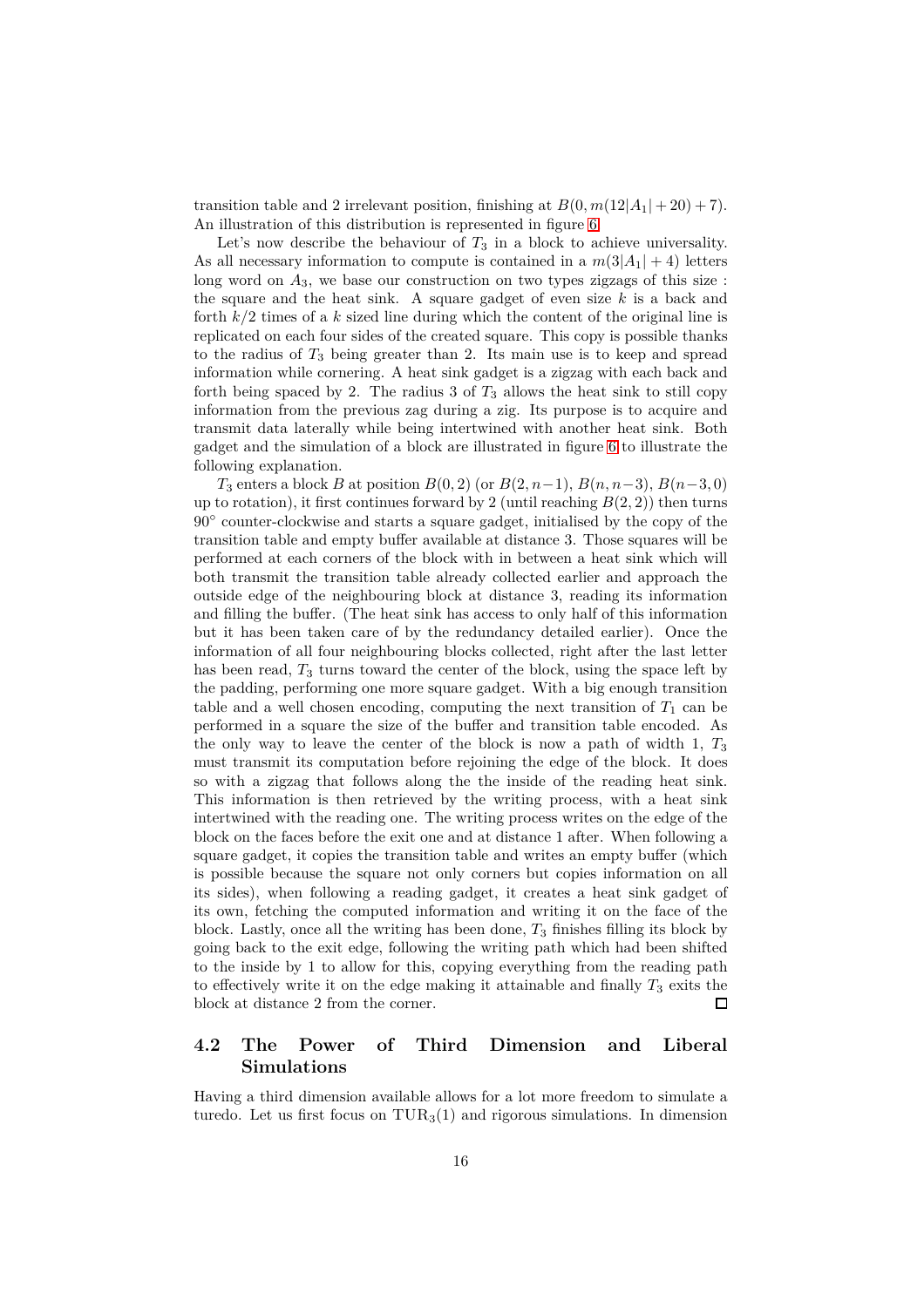transition table and 2 irrelevant position, finishing at $B(0, m(12|A_1|+20)+7)$. An illustration of this distribution is represented in figure 6.

Let's now describe the behaviour of $T_3$ in a block to achieve universality. As all necessary information to compute is contained in a $m(3|A_1|+4)$ letters long word on $A_3$, we base our construction on two types zigzags of this size : the square and the heat sink. A square gadget of even size $k$ is a back and forth $k/2$ times of a $k$ sized line during which the content of the original line is replicated on each four sides of the created square. This copy is possible thanks to the radius of $T_3$ being greater than 2. Its main use is to keep and spread information while cornering. A heat sink gadget is a zigzag with each back and forth being spaced by 2. The radius 3 of $T_3$ allows the heat sink to still copy information from the previous zag during a zig. Its purpose is to acquire and transmit data laterally while being intertwined with another heat sink. Both gadget and the simulation of a block are illustrated in figure 6 to illustrate the following explanation.

$T_3$ enters a block $B$ at position $B(0,2)$ (or $B(2,n-1)$, $B(n,n-3)$, $B(n-3,0)$ up to rotation), it first continues forward by 2 (until reaching $B(2,2)$) then turns $90°$ counter-clockwise and starts a square gadget, initialised by the copy of the transition table and empty buffer available at distance 3. Those squares will be performed at each corners of the block with in between a heat sink which will both transmit the transition table already collected earlier and approach the outside edge of the neighbouring block at distance 3, reading its information and filling the buffer. (The heat sink has access to only half of this information but it has been taken care of by the redundancy detailed earlier). Once the information of all four neighbouring blocks collected, right after the last letter has been read, $T_3$ turns toward the center of the block, using the space left by the padding, performing one more square gadget. With a big enough transition table and a well chosen encoding, computing the next transition of $T_1$ can be performed in a square the size of the buffer and transition table encoded. As the only way to leave the center of the block is now a path of width 1, $T_3$ must transmit its computation before rejoining the edge of the block. It does so with a zigzag that follows along the the inside of the reading heat sink. This information is then retrieved by the writing process, with a heat sink intertwined with the reading one. The writing process writes on the edge of the block on the faces before the exit one and at distance 1 after. When following a square gadget, it copies the transition table and writes an empty buffer (which is possible because the square not only corners but copies information on all its sides), when following a reading gadget, it creates a heat sink gadget of its own, fetching the computed information and writing it on the face of the block. Lastly, once all the writing has been done, $T_3$ finishes filling its block by going back to the exit edge, following the writing path which had been shifted to the inside by 1 to allow for this, copying everything from the reading path to effectively write it on the edge making it attainable and finally $T_3$ exits the block at distance 2 from the corner. □

## 4.2 The Power of Third Dimension and Liberal Simulations

Having a third dimension available allows for a lot more freedom to simulate a turedo. Let us first focus on $\mathrm{TUR}_3(1)$ and rigorous simulations. In dimension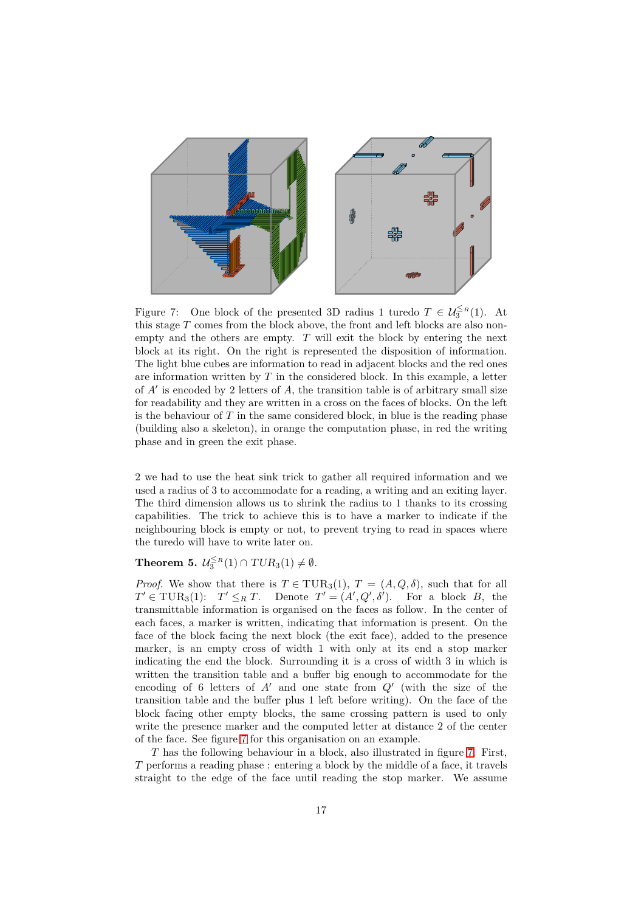Figure 7: One block of the presented 3D radius 1 turedo $T \in \mathcal{U}_3^{\leq_R}(1)$. At this stage $T$ comes from the block above, the front and left blocks are also non-empty and the others are empty. $T$ will exit the block by entering the next block at its right. On the right is represented the disposition of information. The light blue cubes are information to read in adjacent blocks and the red ones are information written by $T$ in the considered block. In this example, a letter of $A'$ is encoded by 2 letters of $A$, the transition table is of arbitrary small size for readability and they are written in a cross on the faces of blocks. On the left is the behaviour of $T$ in the same considered block, in blue is the reading phase (building also a skeleton), in orange the computation phase, in red the writing phase and in green the exit phase.

2 we had to use the heat sink trick to gather all required information and we used a radius of 3 to accommodate for a reading, a writing and an exiting layer. The third dimension allows us to shrink the radius to 1 thanks to its crossing capabilities. The trick to achieve this is to have a marker to indicate if the neighbouring block is empty or not, to prevent trying to read in spaces where the turedo will have to write later on.

**Theorem 5.** $\mathcal{U}_3^{\leq_R}(1) \cap TUR_3(1) \neq \emptyset$.

*Proof.* We show that there is $T \in \mathrm{TUR}_3(1)$, $T = (A, Q, \delta)$, such that for all $T' \in \mathrm{TUR}_3(1)$: $T' \leq_R T$. Denote $T' = (A', Q', \delta')$. For a block $B$, the transmittable information is organised on the faces as follow. In the center of each faces, a marker is written, indicating that information is present. On the face of the block facing the next block (the exit face), added to the presence marker, is an empty cross of width 1 with only at its end a stop marker indicating the end the block. Surrounding it is a cross of width 3 in which is written the transition table and a buffer big enough to accommodate for the encoding of 6 letters of $A'$ and one state from $Q'$ (with the size of the transition table and the buffer plus 1 left before writing). On the face of the block facing other empty blocks, the same crossing pattern is used to only write the presence marker and the computed letter at distance 2 of the center of the face. See figure 7 for this organisation on an example.

$T$ has the following behaviour in a block, also illustrated in figure 7. First, $T$ performs a reading phase : entering a block by the middle of a face, it travels straight to the edge of the face until reading the stop marker. We assume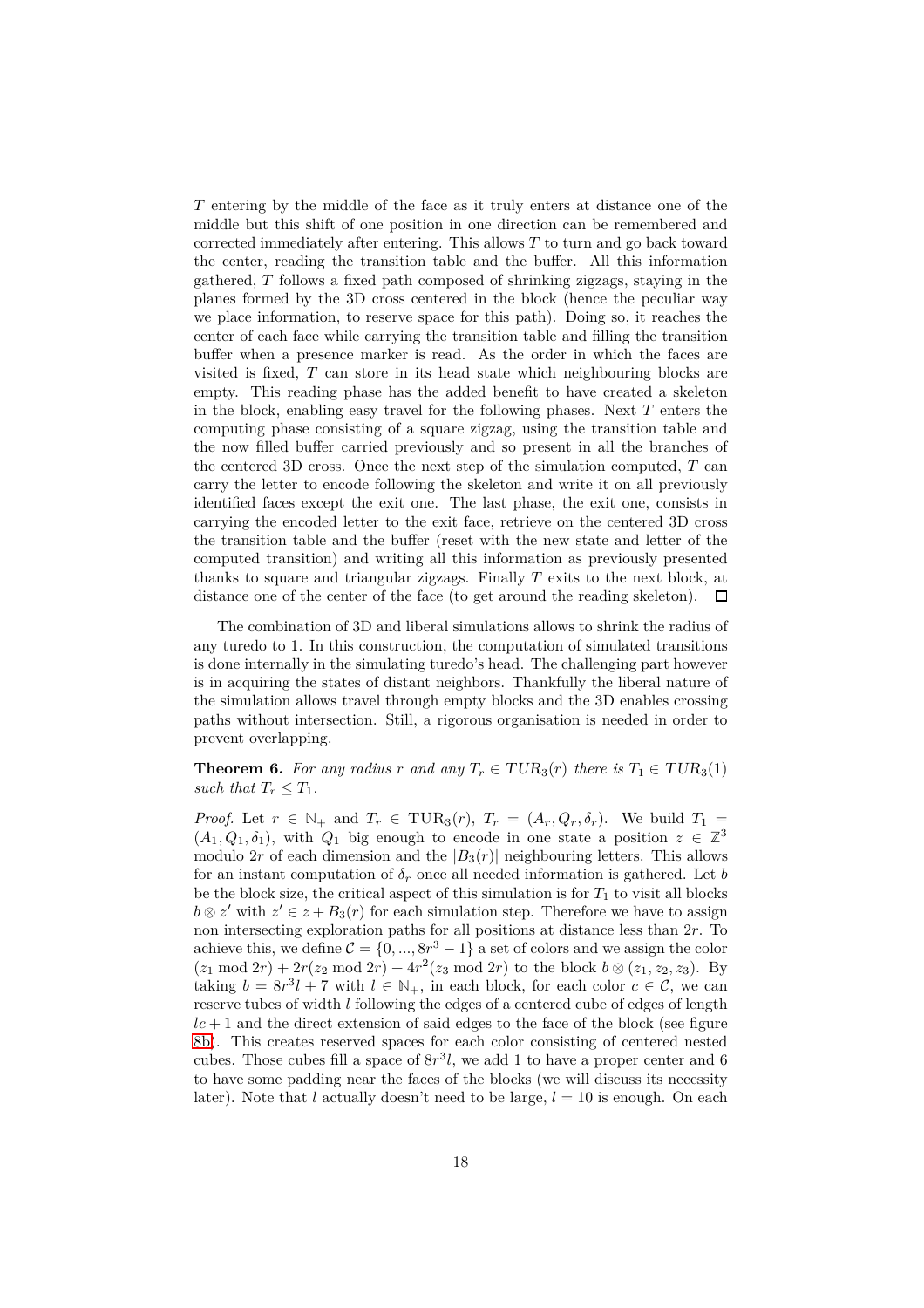$T$ entering by the middle of the face as it truly enters at distance one of the middle but this shift of one position in one direction can be remembered and corrected immediately after entering. This allows $T$ to turn and go back toward the center, reading the transition table and the buffer. All this information gathered, $T$ follows a fixed path composed of shrinking zigzags, staying in the planes formed by the 3D cross centered in the block (hence the peculiar way we place information, to reserve space for this path). Doing so, it reaches the center of each face while carrying the transition table and filling the transition buffer when a presence marker is read. As the order in which the faces are visited is fixed, $T$ can store in its head state which neighbouring blocks are empty. This reading phase has the added benefit to have created a skeleton in the block, enabling easy travel for the following phases. Next $T$ enters the computing phase consisting of a square zigzag, using the transition table and the now filled buffer carried previously and so present in all the branches of the centered 3D cross. Once the next step of the simulation computed, $T$ can carry the letter to encode following the skeleton and write it on all previously identified faces except the exit one. The last phase, the exit one, consists in carrying the encoded letter to the exit face, retrieve on the centered 3D cross the transition table and the buffer (reset with the new state and letter of the computed transition) and writing all this information as previously presented thanks to square and triangular zigzags. Finally $T$ exits to the next block, at distance one of the center of the face (to get around the reading skeleton). □

The combination of 3D and liberal simulations allows to shrink the radius of any turedo to 1. In this construction, the computation of simulated transitions is done internally in the simulating turedo's head. The challenging part however is in acquiring the states of distant neighbors. Thankfully the liberal nature of the simulation allows travel through empty blocks and the 3D enables crossing paths without intersection. Still, a rigorous organisation is needed in order to prevent overlapping.

**Theorem 6.** *For any radius $r$ and any $T_r \in TUR_3(r)$ there is $T_1 \in TUR_3(1)$ such that $T_r \leq T_1$.*

*Proof.* Let $r \in \mathbb{N}_+$ and $T_r \in \mathrm{TUR}_3(r)$, $T_r = (A_r, Q_r, \delta_r)$. We build $T_1 = (A_1, Q_1, \delta_1)$, with $Q_1$ big enough to encode in one state a position $z \in \mathbb{Z}^3$ modulo $2r$ of each dimension and the $|B_3(r)|$ neighbouring letters. This allows for an instant computation of $\delta_r$ once all needed information is gathered. Let $b$ be the block size, the critical aspect of this simulation is for $T_1$ to visit all blocks $b \otimes z'$ with $z' \in z + B_3(r)$ for each simulation step. Therefore we have to assign non intersecting exploration paths for all positions at distance less than $2r$. To achieve this, we define $\mathcal{C} = \{0, ..., 8r^3 - 1\}$ a set of colors and we assign the color $(z_1 \bmod 2r) + 2r(z_2 \bmod 2r) + 4r^2(z_3 \bmod 2r)$ to the block $b \otimes (z_1, z_2, z_3)$. By taking $b = 8r^3 l + 7$ with $l \in \mathbb{N}_+$, in each block, for each color $c \in \mathcal{C}$, we can reserve tubes of width $l$ following the edges of a centered cube of edges of length $lc + 1$ and the direct extension of said edges to the face of the block (see figure 8b). This creates reserved spaces for each color consisting of centered nested cubes. Those cubes fill a space of $8r^3 l$, we add 1 to have a proper center and 6 to have some padding near the faces of the blocks (we will discuss its necessity later). Note that $l$ actually doesn't need to be large, $l = 10$ is enough. On each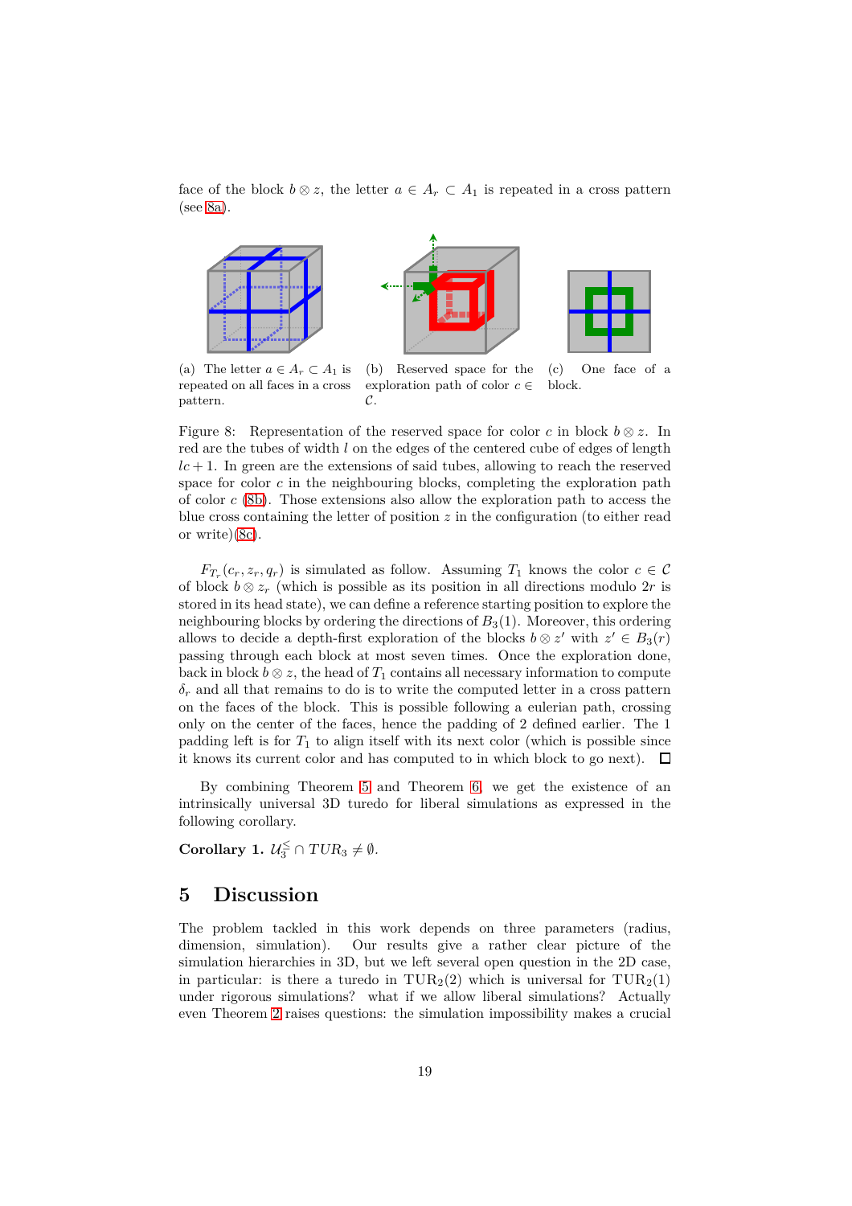face of the block $b \otimes z$, the letter $a \in A_r \subset A_1$ is repeated in a cross pattern (see 8a).

(a) The letter $a \in A_r \subset A_1$ is repeated on all faces in a cross pattern.

(b) Reserved space for the exploration path of color $c \in \mathcal{C}$.

(c) One face of a block.

Figure 8: Representation of the reserved space for color $c$ in block $b \otimes z$. In red are the tubes of width $l$ on the edges of the centered cube of edges of length $lc + 1$. In green are the extensions of said tubes, allowing to reach the reserved space for color $c$ in the neighbouring blocks, completing the exploration path of color $c$ (8b). Those extensions also allow the exploration path to access the blue cross containing the letter of position $z$ in the configuration (to either read or write)(8c).

$F_{T_r}(c_r, z_r, q_r)$ is simulated as follow. Assuming $T_1$ knows the color $c \in \mathcal{C}$ of block $b \otimes z_r$ (which is possible as its position in all directions modulo $2r$ is stored in its head state), we can define a reference starting position to explore the neighbouring blocks by ordering the directions of $B_3(1)$. Moreover, this ordering allows to decide a depth-first exploration of the blocks $b \otimes z'$ with $z' \in B_3(r)$ passing through each block at most seven times. Once the exploration done, back in block $b \otimes z$, the head of $T_1$ contains all necessary information to compute $\delta_r$ and all that remains to do is to write the computed letter in a cross pattern on the faces of the block. This is possible following a eulerian path, crossing only on the center of the faces, hence the padding of 2 defined earlier. The 1 padding left is for $T_1$ to align itself with its next color (which is possible since it knows its current color and has computed to in which block to go next). $\square$

By combining Theorem 5 and Theorem 6, we get the existence of an intrinsically universal 3D turedo for liberal simulations as expressed in the following corollary.

**Corollary 1.** $\mathcal{U}_3^{\leq} \cap TUR_3 \neq \emptyset$.

## 5 Discussion

The problem tackled in this work depends on three parameters (radius, dimension, simulation). Our results give a rather clear picture of the simulation hierarchies in 3D, but we left several open question in the 2D case, in particular: is there a turedo in $\text{TUR}_2(2)$ which is universal for $\text{TUR}_2(1)$ under rigorous simulations? what if we allow liberal simulations? Actually even Theorem 2 raises questions: the simulation impossibility makes a crucial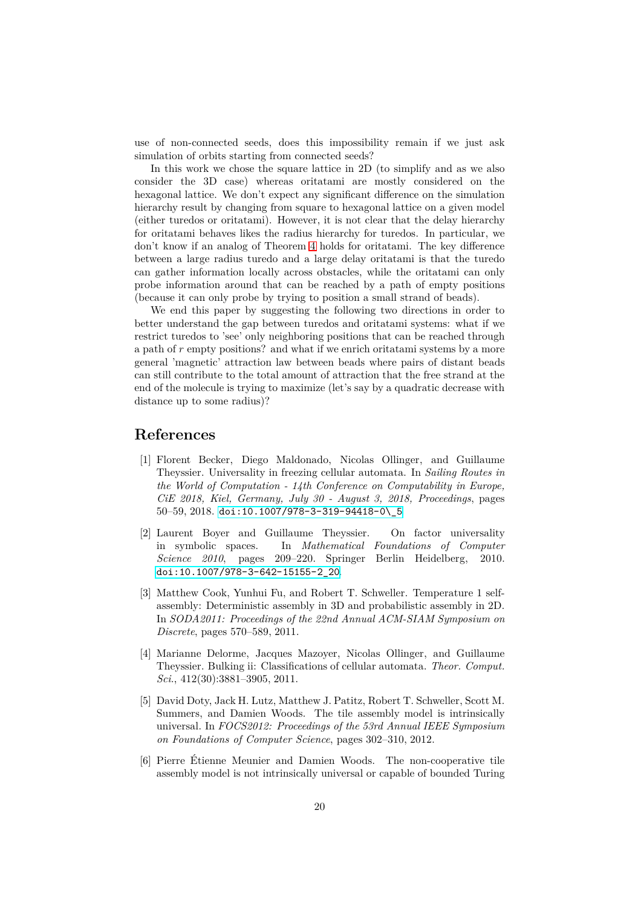use of non-connected seeds, does this impossibility remain if we just ask simulation of orbits starting from connected seeds?

In this work we chose the square lattice in 2D (to simplify and as we also consider the 3D case) whereas oritatami are mostly considered on the hexagonal lattice. We don't expect any significant difference on the simulation hierarchy result by changing from square to hexagonal lattice on a given model (either turedos or oritatami). However, it is not clear that the delay hierarchy for oritatami behaves likes the radius hierarchy for turedos. In particular, we don't know if an analog of Theorem 4 holds for oritatami. The key difference between a large radius turedo and a large delay oritatami is that the turedo can gather information locally across obstacles, while the oritatami can only probe information around that can be reached by a path of empty positions (because it can only probe by trying to position a small strand of beads).

We end this paper by suggesting the following two directions in order to better understand the gap between turedos and oritatami systems: what if we restrict turedos to 'see' only neighboring positions that can be reached through a path of $r$ empty positions? and what if we enrich oritatami systems by a more general 'magnetic' attraction law between beads where pairs of distant beads can still contribute to the total amount of attraction that the free strand at the end of the molecule is trying to maximize (let's say by a quadratic decrease with distance up to some radius)?

## References

[1] Florent Becker, Diego Maldonado, Nicolas Ollinger, and Guillaume Theyssier. Universality in freezing cellular automata. In *Sailing Routes in the World of Computation - 14th Conference on Computability in Europe, CiE 2018, Kiel, Germany, July 30 - August 3, 2018, Proceedings*, pages 50–59, 2018. doi:10.1007/978-3-319-94418-0\_5.

[2] Laurent Boyer and Guillaume Theyssier. On factor universality in symbolic spaces. In *Mathematical Foundations of Computer Science 2010*, pages 209–220. Springer Berlin Heidelberg, 2010. doi:10.1007/978-3-642-15155-2_20.

[3] Matthew Cook, Yunhui Fu, and Robert T. Schweller. Temperature 1 self-assembly: Deterministic assembly in 3D and probabilistic assembly in 2D. In *SODA2011: Proceedings of the 22nd Annual ACM-SIAM Symposium on Discrete*, pages 570–589, 2011.

[4] Marianne Delorme, Jacques Mazoyer, Nicolas Ollinger, and Guillaume Theyssier. Bulking ii: Classifications of cellular automata. *Theor. Comput. Sci.*, 412(30):3881–3905, 2011.

[5] David Doty, Jack H. Lutz, Matthew J. Patitz, Robert T. Schweller, Scott M. Summers, and Damien Woods. The tile assembly model is intrinsically universal. In *FOCS2012: Proceedings of the 53rd Annual IEEE Symposium on Foundations of Computer Science*, pages 302–310, 2012.

[6] Pierre Étienne Meunier and Damien Woods. The non-cooperative tile assembly model is not intrinsically universal or capable of bounded Turing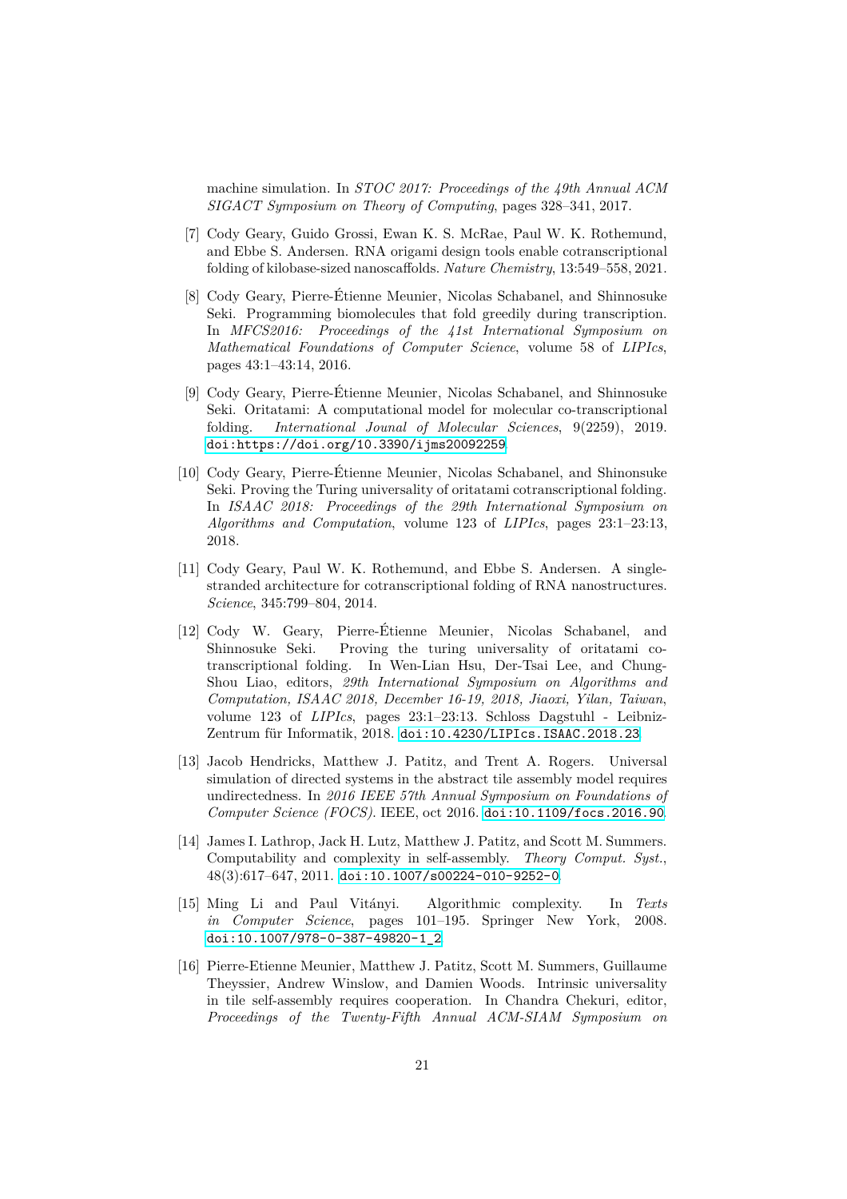machine simulation. In *STOC 2017: Proceedings of the 49th Annual ACM SIGACT Symposium on Theory of Computing*, pages 328–341, 2017.

[7] Cody Geary, Guido Grossi, Ewan K. S. McRae, Paul W. K. Rothemund, and Ebbe S. Andersen. RNA origami design tools enable cotranscriptional folding of kilobase-sized nanoscaffolds. *Nature Chemistry*, 13:549–558, 2021.

[8] Cody Geary, Pierre-Étienne Meunier, Nicolas Schabanel, and Shinnosuke Seki. Programming biomolecules that fold greedily during transcription. In *MFCS2016: Proceedings of the 41st International Symposium on Mathematical Foundations of Computer Science*, volume 58 of *LIPIcs*, pages 43:1–43:14, 2016.

[9] Cody Geary, Pierre-Étienne Meunier, Nicolas Schabanel, and Shinnosuke Seki. Oritatami: A computational model for molecular co-transcriptional folding. *International Jounal of Molecular Sciences*, 9(2259), 2019. doi:https://doi.org/10.3390/ijms20092259.

[10] Cody Geary, Pierre-Étienne Meunier, Nicolas Schabanel, and Shinonsuke Seki. Proving the Turing universality of oritatami cotranscriptional folding. In *ISAAC 2018: Proceedings of the 29th International Symposium on Algorithms and Computation*, volume 123 of *LIPIcs*, pages 23:1–23:13, 2018.

[11] Cody Geary, Paul W. K. Rothemund, and Ebbe S. Andersen. A single-stranded architecture for cotranscriptional folding of RNA nanostructures. *Science*, 345:799–804, 2014.

[12] Cody W. Geary, Pierre-Étienne Meunier, Nicolas Schabanel, and Shinnosuke Seki. Proving the turing universality of oritatami co-transcriptional folding. In Wen-Lian Hsu, Der-Tsai Lee, and Chung-Shou Liao, editors, *29th International Symposium on Algorithms and Computation, ISAAC 2018, December 16-19, 2018, Jiaoxi, Yilan, Taiwan*, volume 123 of *LIPIcs*, pages 23:1–23:13. Schloss Dagstuhl - Leibniz-Zentrum für Informatik, 2018. doi:10.4230/LIPIcs.ISAAC.2018.23.

[13] Jacob Hendricks, Matthew J. Patitz, and Trent A. Rogers. Universal simulation of directed systems in the abstract tile assembly model requires undirectedness. In *2016 IEEE 57th Annual Symposium on Foundations of Computer Science (FOCS)*. IEEE, oct 2016. doi:10.1109/focs.2016.90.

[14] James I. Lathrop, Jack H. Lutz, Matthew J. Patitz, and Scott M. Summers. Computability and complexity in self-assembly. *Theory Comput. Syst.*, 48(3):617–647, 2011. doi:10.1007/s00224-010-9252-0.

[15] Ming Li and Paul Vitányi. Algorithmic complexity. In *Texts in Computer Science*, pages 101–195. Springer New York, 2008. doi:10.1007/978-0-387-49820-1_2.

[16] Pierre-Etienne Meunier, Matthew J. Patitz, Scott M. Summers, Guillaume Theyssier, Andrew Winslow, and Damien Woods. Intrinsic universality in tile self-assembly requires cooperation. In Chandra Chekuri, editor, *Proceedings of the Twenty-Fifth Annual ACM-SIAM Symposium on*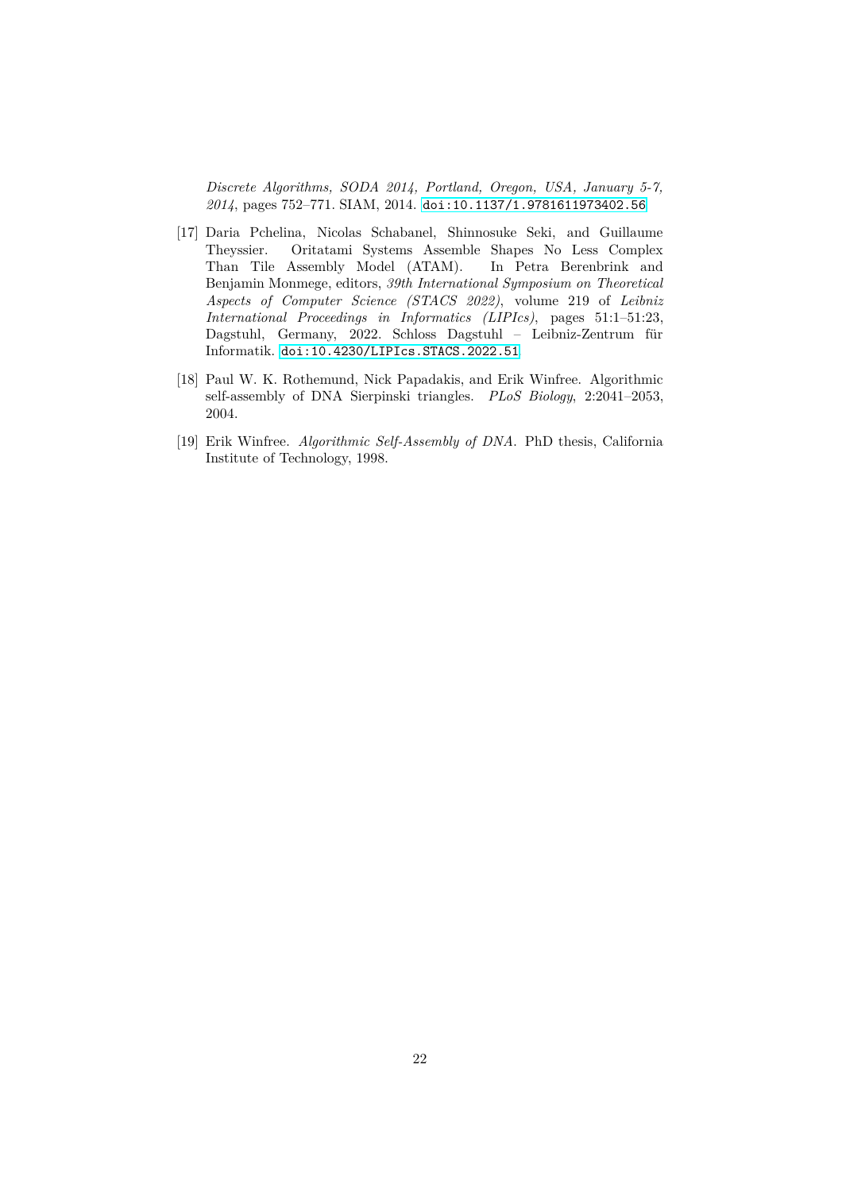*Discrete Algorithms, SODA 2014, Portland, Oregon, USA, January 5-7, 2014*, pages 752–771. SIAM, 2014. doi:10.1137/1.9781611973402.56

[17] Daria Pchelina, Nicolas Schabanel, Shinnosuke Seki, and Guillaume Theyssier. Oritatami Systems Assemble Shapes No Less Complex Than Tile Assembly Model (ATAM). In Petra Berenbrink and Benjamin Monmege, editors, *39th International Symposium on Theoretical Aspects of Computer Science (STACS 2022)*, volume 219 of *Leibniz International Proceedings in Informatics (LIPIcs)*, pages 51:1–51:23, Dagstuhl, Germany, 2022. Schloss Dagstuhl – Leibniz-Zentrum für Informatik. doi:10.4230/LIPIcs.STACS.2022.51

[18] Paul W. K. Rothemund, Nick Papadakis, and Erik Winfree. Algorithmic self-assembly of DNA Sierpinski triangles. *PLoS Biology*, 2:2041–2053, 2004.

[19] Erik Winfree. *Algorithmic Self-Assembly of DNA*. PhD thesis, California Institute of Technology, 1998.